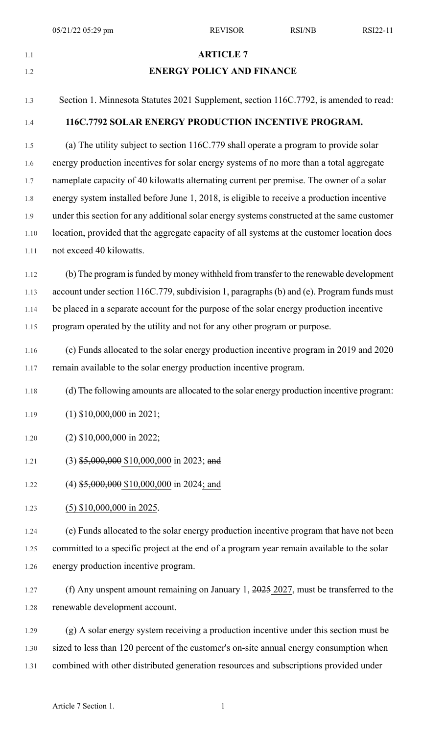# ARTICLE 7

## ENERGY POLICY AND FINANCE

Section 1. Minnesota Statutes 2021 Supplement, section 116C.7792, is amended to read:

**116C.7792 SOLAR ENERGY PRODUCTION INCENTIVE PROGRAM.**

(a) The utility subject to section 116C.779 shall operate a program to provide solar energy production incentives for solar energy systems of no more than a total aggregate nameplate capacity of 40 kilowatts alternating current per premise. The owner of a solar energy system installed before June 1, 2018, is eligible to receive a production incentive under this section for any additional solar energy systems constructed at the same customer location, provided that the aggregate capacity of all systems at the customer location does not exceed 40 kilowatts.

(b) The program is funded by money withheld from transfer to the renewable development account under section 116C.779, subdivision 1, paragraphs (b) and (e). Program funds must be placed in a separate account for the purpose of the solar energy production incentive program operated by the utility and not for any other program or purpose.

(c) Funds allocated to the solar energy production incentive program in 2019 and 2020 remain available to the solar energy production incentive program.

(d) The following amounts are allocated to the solar energy production incentive program:

(1) $10,000,000 in 2021;

(2) $10,000,000 in 2022;

(3) ~~$5,000,000~~ <u>$10,000,000</u> in 2023; ~~and~~

(4) ~~$5,000,000~~ <u>$10,000,000</u> in 2024<u>; and</u>

<u>(5) $10,000,000 in 2025</u>.

(e) Funds allocated to the solar energy production incentive program that have not been committed to a specific project at the end of a program year remain available to the solar energy production incentive program.

(f) Any unspent amount remaining on January 1, ~~2025~~ <u>2027</u>, must be transferred to the renewable development account.

(g) A solar energy system receiving a production incentive under this section must be sized to less than 120 percent of the customer's on-site annual energy consumption when combined with other distributed generation resources and subscriptions provided under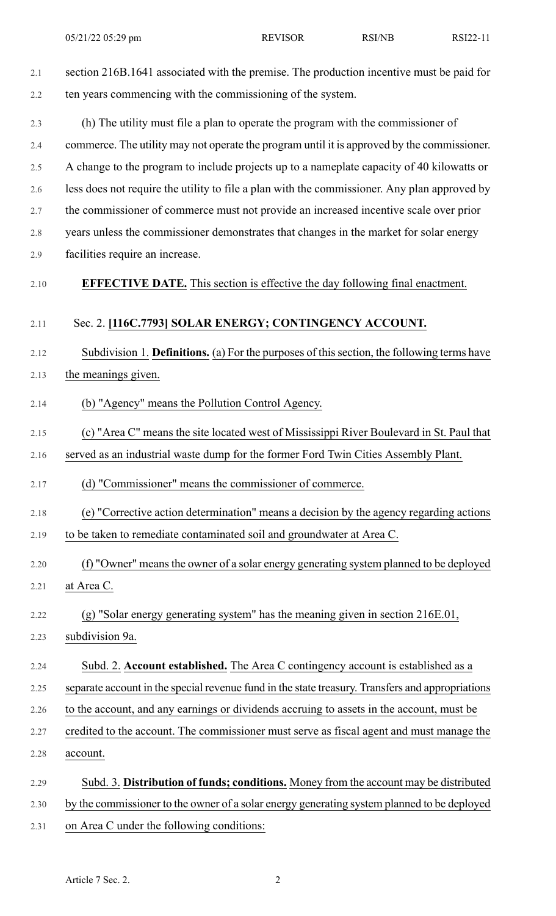section 216B.1641 associated with the premise. The production incentive must be paid for ten years commencing with the commissioning of the system.

(h) The utility must file a plan to operate the program with the commissioner of commerce. The utility may not operate the program until it is approved by the commissioner. A change to the program to include projects up to a nameplate capacity of 40 kilowatts or less does not require the utility to file a plan with the commissioner. Any plan approved by the commissioner of commerce must not provide an increased incentive scale over prior years unless the commissioner demonstrates that changes in the market for solar energy facilities require an increase.

**EFFECTIVE DATE.** This section is effective the day following final enactment.

Sec. 2. **[116C.7793] SOLAR ENERGY; CONTINGENCY ACCOUNT.**

Subdivision 1. **Definitions.** (a) For the purposes of this section, the following terms have the meanings given.

(b) "Agency" means the Pollution Control Agency.

(c) "Area C" means the site located west of Mississippi River Boulevard in St. Paul that served as an industrial waste dump for the former Ford Twin Cities Assembly Plant.

(d) "Commissioner" means the commissioner of commerce.

(e) "Corrective action determination" means a decision by the agency regarding actions to be taken to remediate contaminated soil and groundwater at Area C.

(f) "Owner" means the owner of a solar energy generating system planned to be deployed at Area C.

(g) "Solar energy generating system" has the meaning given in section 216E.01, subdivision 9a.

Subd. 2. **Account established.** The Area C contingency account is established as a separate account in the special revenue fund in the state treasury. Transfers and appropriations to the account, and any earnings or dividends accruing to assets in the account, must be credited to the account. The commissioner must serve as fiscal agent and must manage the account.

Subd. 3. **Distribution of funds; conditions.** Money from the account may be distributed by the commissioner to the owner of a solar energy generating system planned to be deployed on Area C under the following conditions: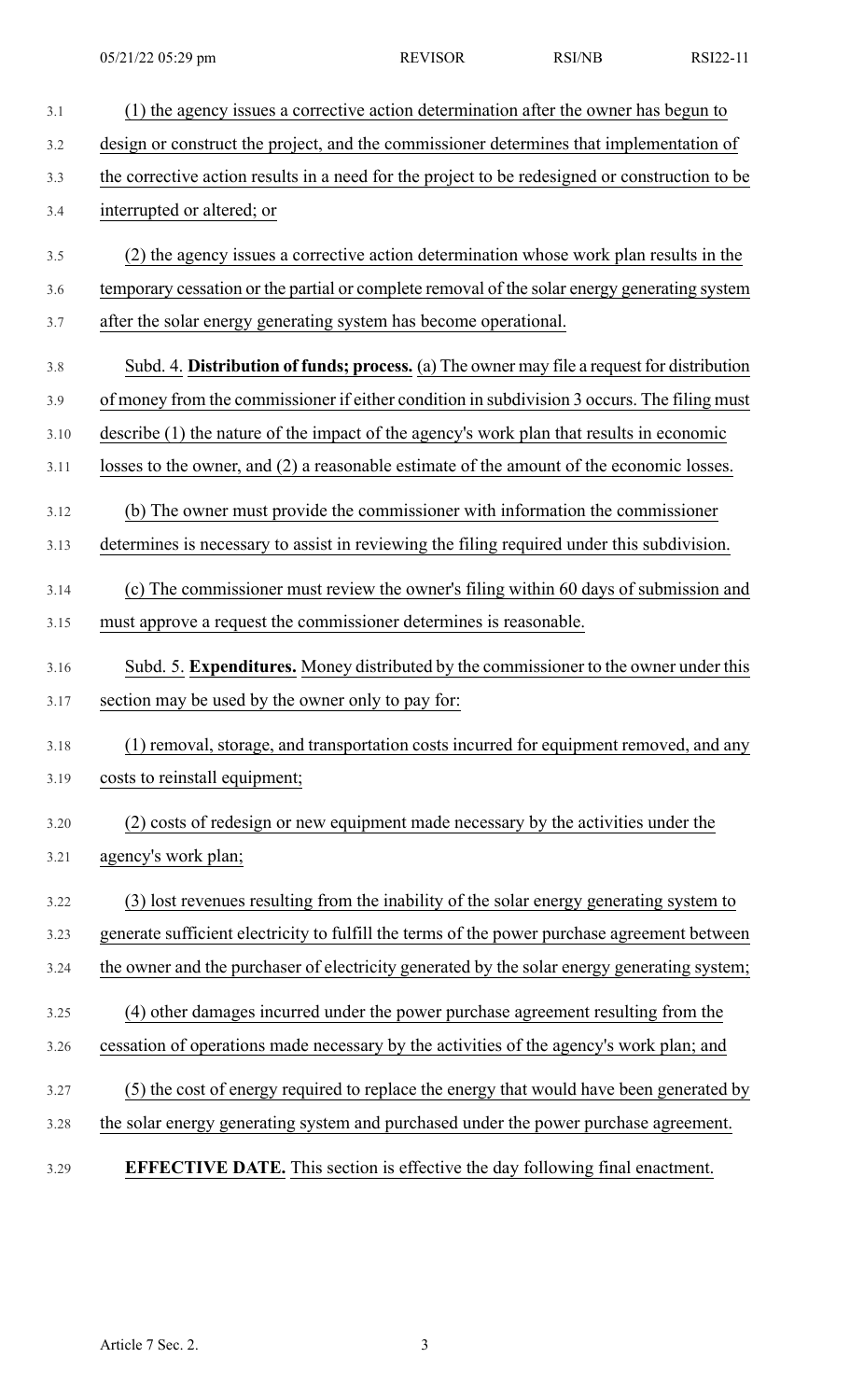(1) the agency issues a corrective action determination after the owner has begun to design or construct the project, and the commissioner determines that implementation of the corrective action results in a need for the project to be redesigned or construction to be interrupted or altered; or

(2) the agency issues a corrective action determination whose work plan results in the temporary cessation or the partial or complete removal of the solar energy generating system after the solar energy generating system has become operational.

Subd. 4. **Distribution of funds; process.** (a) The owner may file a request for distribution of money from the commissioner if either condition in subdivision 3 occurs. The filing must describe (1) the nature of the impact of the agency's work plan that results in economic losses to the owner, and (2) a reasonable estimate of the amount of the economic losses.

(b) The owner must provide the commissioner with information the commissioner determines is necessary to assist in reviewing the filing required under this subdivision.

(c) The commissioner must review the owner's filing within 60 days of submission and must approve a request the commissioner determines is reasonable.

Subd. 5. **Expenditures.** Money distributed by the commissioner to the owner under this section may be used by the owner only to pay for:

(1) removal, storage, and transportation costs incurred for equipment removed, and any costs to reinstall equipment;

(2) costs of redesign or new equipment made necessary by the activities under the agency's work plan;

(3) lost revenues resulting from the inability of the solar energy generating system to generate sufficient electricity to fulfill the terms of the power purchase agreement between the owner and the purchaser of electricity generated by the solar energy generating system;

(4) other damages incurred under the power purchase agreement resulting from the cessation of operations made necessary by the activities of the agency's work plan; and

(5) the cost of energy required to replace the energy that would have been generated by the solar energy generating system and purchased under the power purchase agreement.

**EFFECTIVE DATE.** This section is effective the day following final enactment.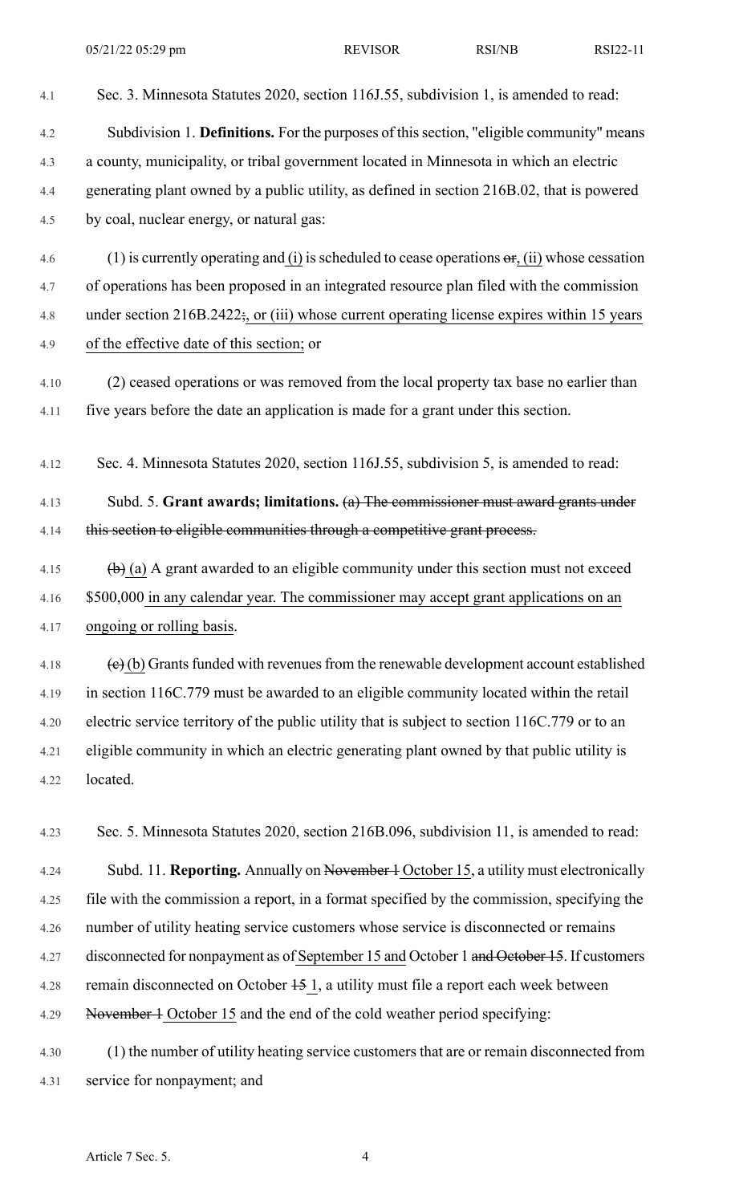Sec. 3. Minnesota Statutes 2020, section 116J.55, subdivision 1, is amended to read:

Subdivision 1. **Definitions.** For the purposes of this section, "eligible community" means a county, municipality, or tribal government located in Minnesota in which an electric generating plant owned by a public utility, as defined in section 216B.02, that is powered by coal, nuclear energy, or natural gas:

(1) is currently operating and (i) is scheduled to cease operations ~~or~~, (ii) whose cessation of operations has been proposed in an integrated resource plan filed with the commission under section 216B.2422~~;~~, or (iii) whose current operating license expires within 15 years of the effective date of this section; or

(2) ceased operations or was removed from the local property tax base no earlier than five years before the date an application is made for a grant under this section.

Sec. 4. Minnesota Statutes 2020, section 116J.55, subdivision 5, is amended to read:

Subd. 5. **Grant awards; limitations.** ~~(a) The commissioner must award grants under this section to eligible communities through a competitive grant process.~~

~~(b)~~ (a) A grant awarded to an eligible community under this section must not exceed $500,000 in any calendar year. The commissioner may accept grant applications on an ongoing or rolling basis.

~~(c)~~ (b) Grants funded with revenues from the renewable development account established in section 116C.779 must be awarded to an eligible community located within the retail electric service territory of the public utility that is subject to section 116C.779 or to an eligible community in which an electric generating plant owned by that public utility is located.

Sec. 5. Minnesota Statutes 2020, section 216B.096, subdivision 11, is amended to read:

Subd. 11. **Reporting.** Annually on ~~November 1~~ October 15, a utility must electronically file with the commission a report, in a format specified by the commission, specifying the number of utility heating service customers whose service is disconnected or remains disconnected for nonpayment as of September 15 and October 1 ~~and October 15~~. If customers remain disconnected on October ~~15~~ 1, a utility must file a report each week between ~~November 1~~ October 15 and the end of the cold weather period specifying:

(1) the number of utility heating service customers that are or remain disconnected from service for nonpayment; and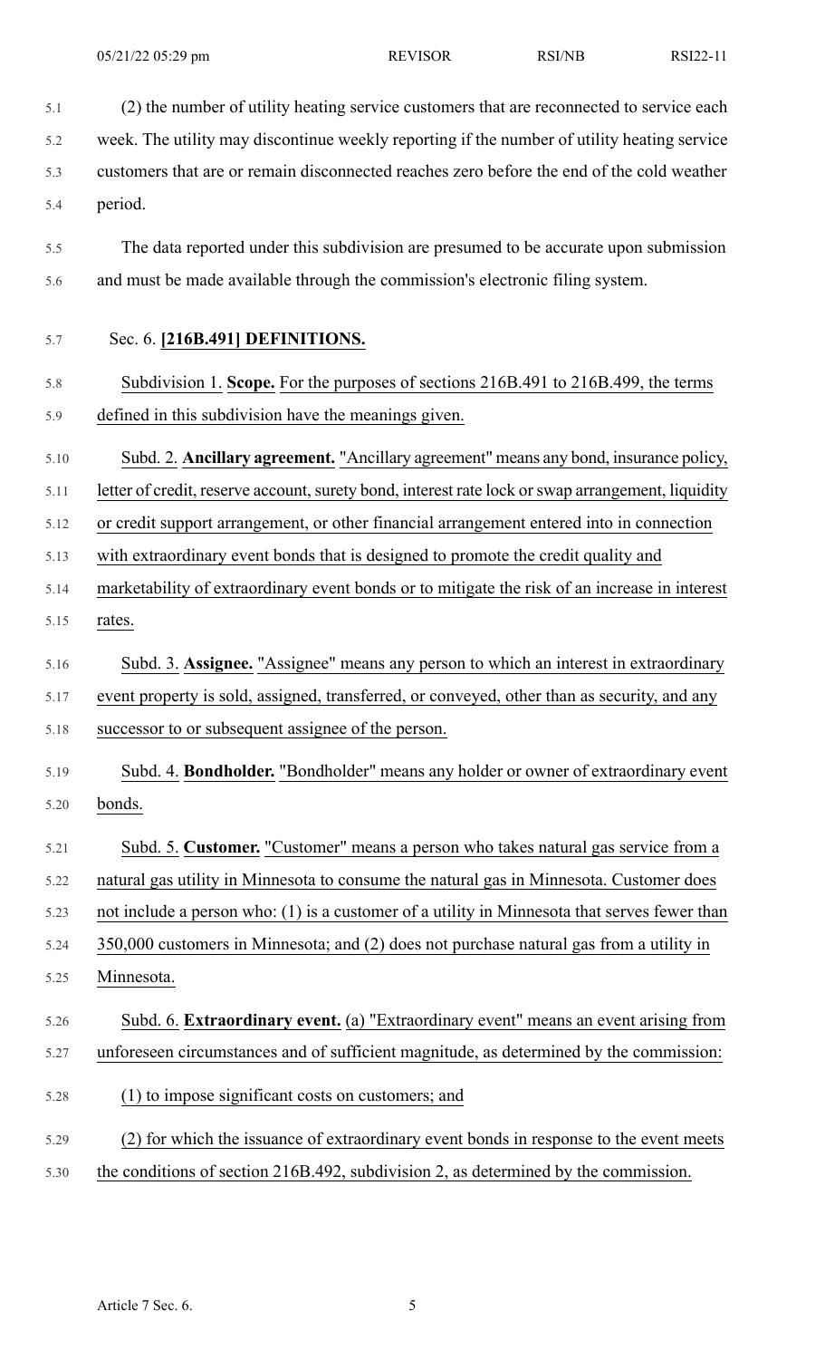(2) the number of utility heating service customers that are reconnected to service each week. The utility may discontinue weekly reporting if the number of utility heating service customers that are or remain disconnected reaches zero before the end of the cold weather period.

The data reported under this subdivision are presumed to be accurate upon submission and must be made available through the commission's electronic filing system.

Sec. 6. **[216B.491] DEFINITIONS.**

Subdivision 1. **Scope.** For the purposes of sections 216B.491 to 216B.499, the terms defined in this subdivision have the meanings given.

Subd. 2. **Ancillary agreement.** "Ancillary agreement" means any bond, insurance policy, letter of credit, reserve account, surety bond, interest rate lock or swap arrangement, liquidity or credit support arrangement, or other financial arrangement entered into in connection with extraordinary event bonds that is designed to promote the credit quality and marketability of extraordinary event bonds or to mitigate the risk of an increase in interest rates.

Subd. 3. **Assignee.** "Assignee" means any person to which an interest in extraordinary event property is sold, assigned, transferred, or conveyed, other than as security, and any successor to or subsequent assignee of the person.

Subd. 4. **Bondholder.** "Bondholder" means any holder or owner of extraordinary event bonds.

Subd. 5. **Customer.** "Customer" means a person who takes natural gas service from a natural gas utility in Minnesota to consume the natural gas in Minnesota. Customer does not include a person who: (1) is a customer of a utility in Minnesota that serves fewer than 350,000 customers in Minnesota; and (2) does not purchase natural gas from a utility in Minnesota.

Subd. 6. **Extraordinary event.** (a) "Extraordinary event" means an event arising from unforeseen circumstances and of sufficient magnitude, as determined by the commission:

(1) to impose significant costs on customers; and

(2) for which the issuance of extraordinary event bonds in response to the event meets the conditions of section 216B.492, subdivision 2, as determined by the commission.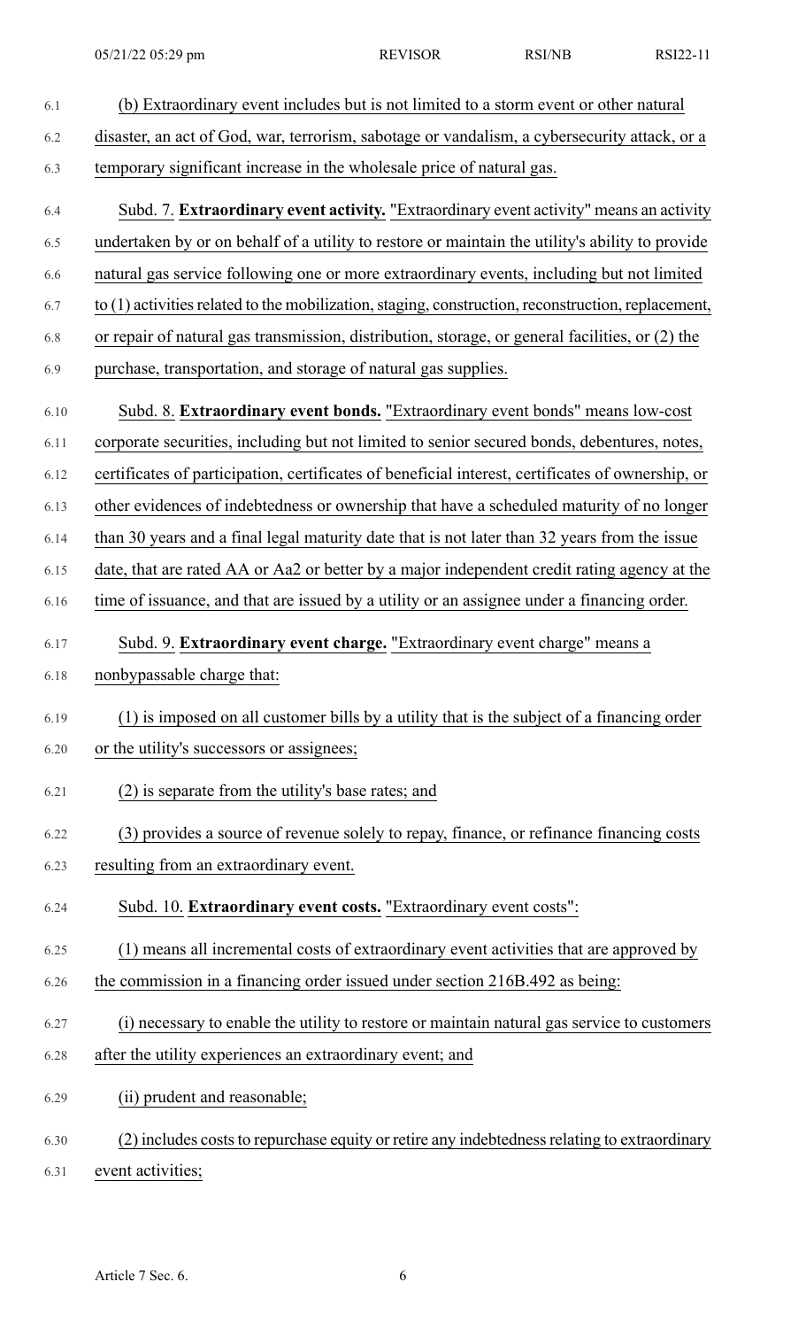(b) Extraordinary event includes but is not limited to a storm event or other natural disaster, an act of God, war, terrorism, sabotage or vandalism, a cybersecurity attack, or a temporary significant increase in the wholesale price of natural gas.

Subd. 7. **Extraordinary event activity.** "Extraordinary event activity" means an activity undertaken by or on behalf of a utility to restore or maintain the utility's ability to provide natural gas service following one or more extraordinary events, including but not limited to (1) activities related to the mobilization, staging, construction, reconstruction, replacement, or repair of natural gas transmission, distribution, storage, or general facilities, or (2) the purchase, transportation, and storage of natural gas supplies.

Subd. 8. **Extraordinary event bonds.** "Extraordinary event bonds" means low-cost corporate securities, including but not limited to senior secured bonds, debentures, notes, certificates of participation, certificates of beneficial interest, certificates of ownership, or other evidences of indebtedness or ownership that have a scheduled maturity of no longer than 30 years and a final legal maturity date that is not later than 32 years from the issue date, that are rated AA or Aa2 or better by a major independent credit rating agency at the time of issuance, and that are issued by a utility or an assignee under a financing order.

Subd. 9. **Extraordinary event charge.** "Extraordinary event charge" means a nonbypassable charge that:

(1) is imposed on all customer bills by a utility that is the subject of a financing order or the utility's successors or assignees;

(2) is separate from the utility's base rates; and

(3) provides a source of revenue solely to repay, finance, or refinance financing costs resulting from an extraordinary event.

Subd. 10. **Extraordinary event costs.** "Extraordinary event costs":

(1) means all incremental costs of extraordinary event activities that are approved by the commission in a financing order issued under section 216B.492 as being:

(i) necessary to enable the utility to restore or maintain natural gas service to customers after the utility experiences an extraordinary event; and

(ii) prudent and reasonable;

(2) includes costs to repurchase equity or retire any indebtedness relating to extraordinary event activities;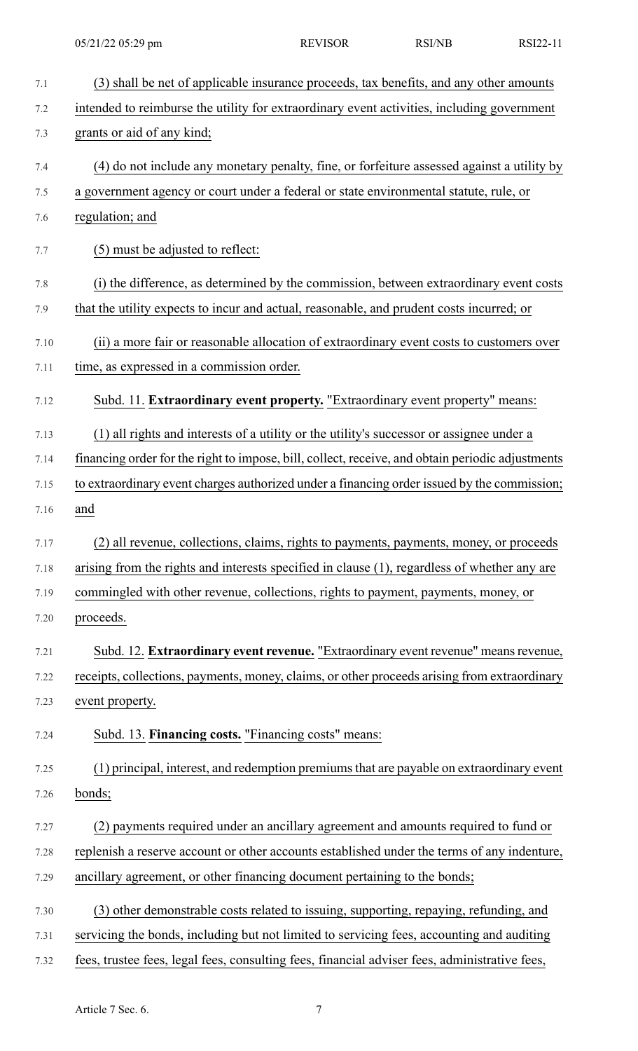(3) shall be net of applicable insurance proceeds, tax benefits, and any other amounts intended to reimburse the utility for extraordinary event activities, including government grants or aid of any kind;

(4) do not include any monetary penalty, fine, or forfeiture assessed against a utility by a government agency or court under a federal or state environmental statute, rule, or regulation; and

(5) must be adjusted to reflect:

(i) the difference, as determined by the commission, between extraordinary event costs that the utility expects to incur and actual, reasonable, and prudent costs incurred; or

(ii) a more fair or reasonable allocation of extraordinary event costs to customers over time, as expressed in a commission order.

Subd. 11. **Extraordinary event property.** "Extraordinary event property" means:

(1) all rights and interests of a utility or the utility's successor or assignee under a financing order for the right to impose, bill, collect, receive, and obtain periodic adjustments to extraordinary event charges authorized under a financing order issued by the commission; and

(2) all revenue, collections, claims, rights to payments, payments, money, or proceeds arising from the rights and interests specified in clause (1), regardless of whether any are commingled with other revenue, collections, rights to payment, payments, money, or proceeds.

Subd. 12. **Extraordinary event revenue.** "Extraordinary event revenue" means revenue, receipts, collections, payments, money, claims, or other proceeds arising from extraordinary event property.

Subd. 13. **Financing costs.** "Financing costs" means:

(1) principal, interest, and redemption premiums that are payable on extraordinary event bonds;

(2) payments required under an ancillary agreement and amounts required to fund or replenish a reserve account or other accounts established under the terms of any indenture, ancillary agreement, or other financing document pertaining to the bonds;

(3) other demonstrable costs related to issuing, supporting, repaying, refunding, and servicing the bonds, including but not limited to servicing fees, accounting and auditing fees, trustee fees, legal fees, consulting fees, financial adviser fees, administrative fees,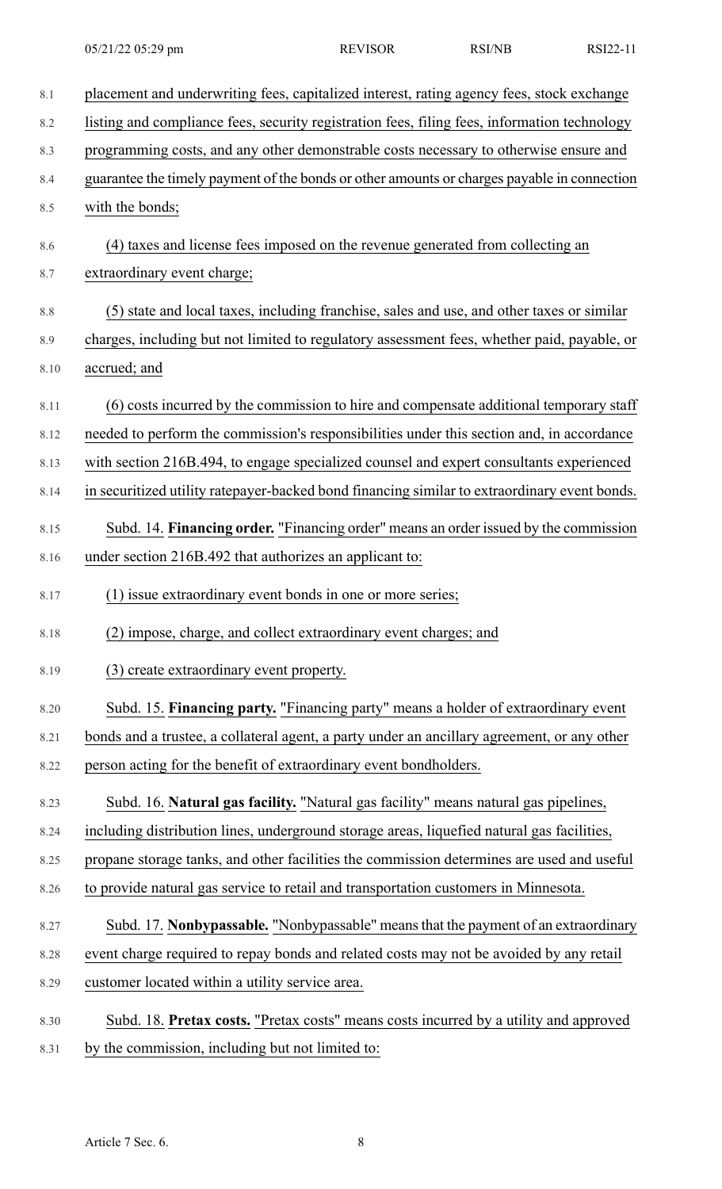placement and underwriting fees, capitalized interest, rating agency fees, stock exchange listing and compliance fees, security registration fees, filing fees, information technology programming costs, and any other demonstrable costs necessary to otherwise ensure and guarantee the timely payment of the bonds or other amounts or charges payable in connection with the bonds;

(4) taxes and license fees imposed on the revenue generated from collecting an extraordinary event charge;

(5) state and local taxes, including franchise, sales and use, and other taxes or similar charges, including but not limited to regulatory assessment fees, whether paid, payable, or accrued; and

(6) costs incurred by the commission to hire and compensate additional temporary staff needed to perform the commission's responsibilities under this section and, in accordance with section 216B.494, to engage specialized counsel and expert consultants experienced in securitized utility ratepayer-backed bond financing similar to extraordinary event bonds.

Subd. 14. **Financing order.** "Financing order" means an order issued by the commission under section 216B.492 that authorizes an applicant to:

(1) issue extraordinary event bonds in one or more series;

(2) impose, charge, and collect extraordinary event charges; and

(3) create extraordinary event property.

Subd. 15. **Financing party.** "Financing party" means a holder of extraordinary event bonds and a trustee, a collateral agent, a party under an ancillary agreement, or any other person acting for the benefit of extraordinary event bondholders.

Subd. 16. **Natural gas facility.** "Natural gas facility" means natural gas pipelines, including distribution lines, underground storage areas, liquefied natural gas facilities, propane storage tanks, and other facilities the commission determines are used and useful to provide natural gas service to retail and transportation customers in Minnesota.

Subd. 17. **Nonbypassable.** "Nonbypassable" means that the payment of an extraordinary event charge required to repay bonds and related costs may not be avoided by any retail customer located within a utility service area.

Subd. 18. **Pretax costs.** "Pretax costs" means costs incurred by a utility and approved by the commission, including but not limited to: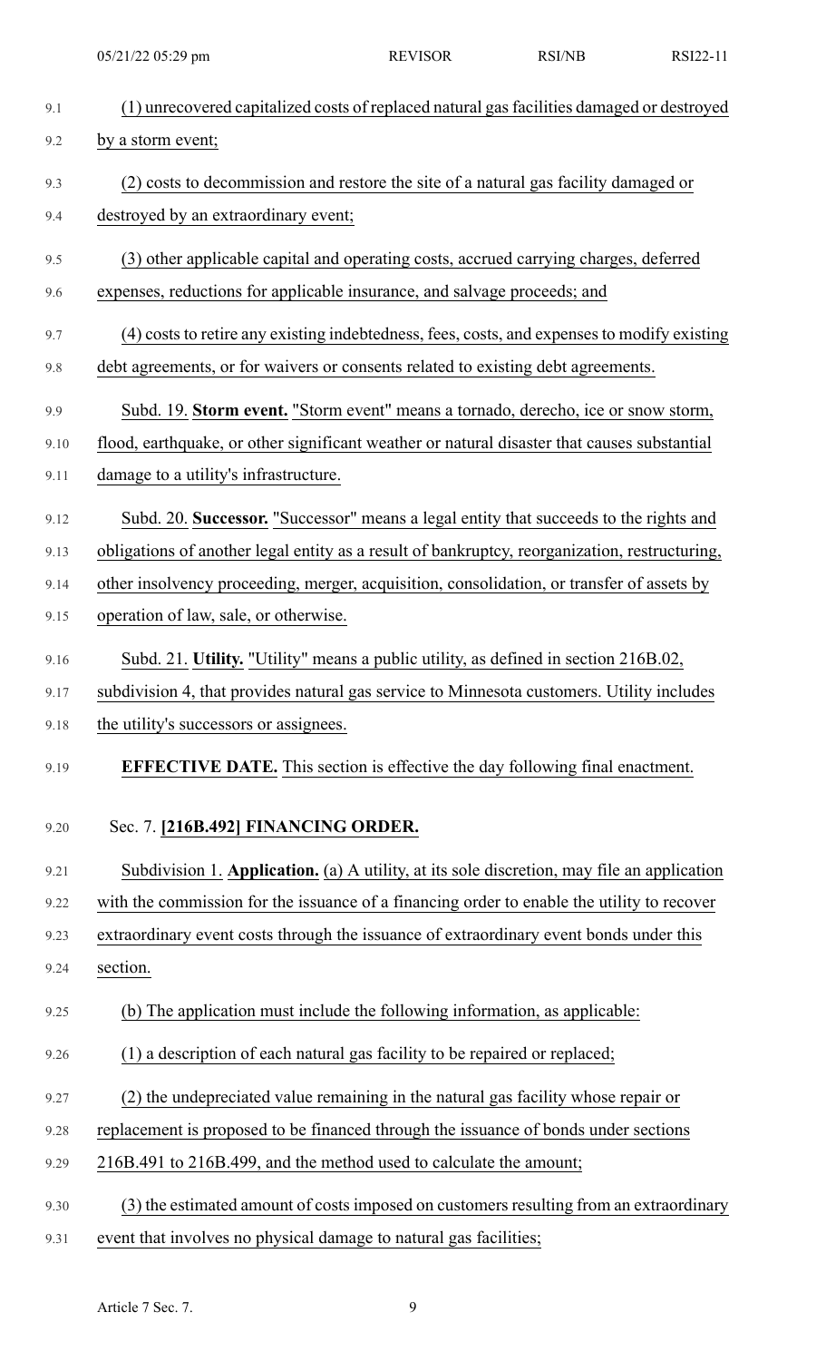(1) unrecovered capitalized costs of replaced natural gas facilities damaged or destroyed by a storm event;

(2) costs to decommission and restore the site of a natural gas facility damaged or destroyed by an extraordinary event;

(3) other applicable capital and operating costs, accrued carrying charges, deferred expenses, reductions for applicable insurance, and salvage proceeds; and

(4) costs to retire any existing indebtedness, fees, costs, and expenses to modify existing debt agreements, or for waivers or consents related to existing debt agreements.

Subd. 19. **Storm event.** "Storm event" means a tornado, derecho, ice or snow storm, flood, earthquake, or other significant weather or natural disaster that causes substantial damage to a utility's infrastructure.

Subd. 20. **Successor.** "Successor" means a legal entity that succeeds to the rights and obligations of another legal entity as a result of bankruptcy, reorganization, restructuring, other insolvency proceeding, merger, acquisition, consolidation, or transfer of assets by operation of law, sale, or otherwise.

Subd. 21. **Utility.** "Utility" means a public utility, as defined in section 216B.02, subdivision 4, that provides natural gas service to Minnesota customers. Utility includes the utility's successors or assignees.

**EFFECTIVE DATE.** This section is effective the day following final enactment.

Sec. 7. **[216B.492] FINANCING ORDER.**

Subdivision 1. **Application.** (a) A utility, at its sole discretion, may file an application with the commission for the issuance of a financing order to enable the utility to recover extraordinary event costs through the issuance of extraordinary event bonds under this section.

(b) The application must include the following information, as applicable:

(1) a description of each natural gas facility to be repaired or replaced;

(2) the undepreciated value remaining in the natural gas facility whose repair or replacement is proposed to be financed through the issuance of bonds under sections 216B.491 to 216B.499, and the method used to calculate the amount;

(3) the estimated amount of costs imposed on customers resulting from an extraordinary event that involves no physical damage to natural gas facilities;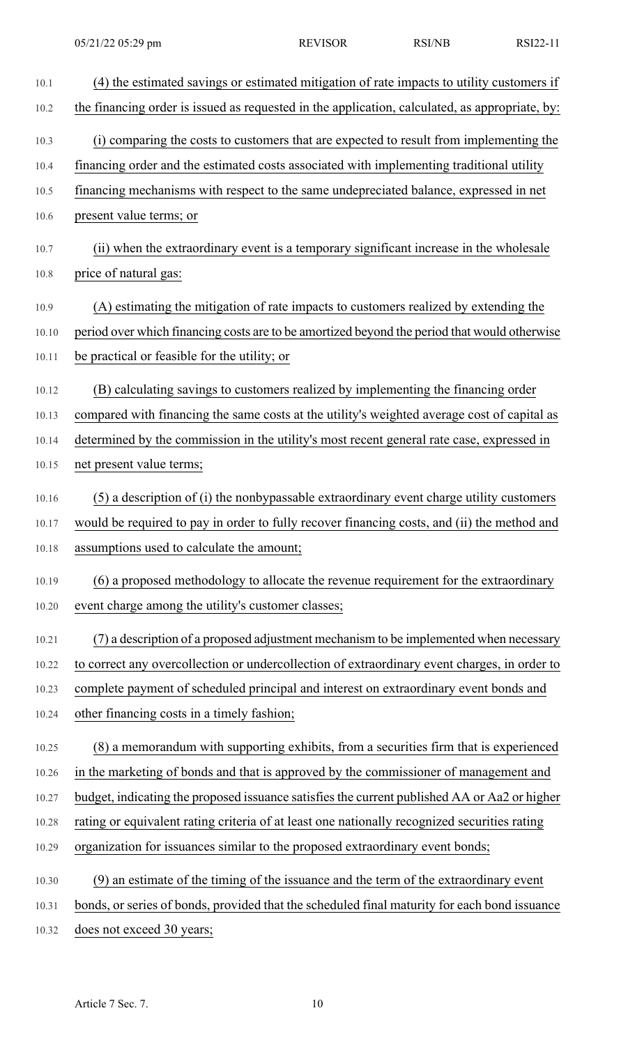(4) the estimated savings or estimated mitigation of rate impacts to utility customers if the financing order is issued as requested in the application, calculated, as appropriate, by:

(i) comparing the costs to customers that are expected to result from implementing the financing order and the estimated costs associated with implementing traditional utility financing mechanisms with respect to the same undepreciated balance, expressed in net present value terms; or

(ii) when the extraordinary event is a temporary significant increase in the wholesale price of natural gas:

(A) estimating the mitigation of rate impacts to customers realized by extending the period over which financing costs are to be amortized beyond the period that would otherwise be practical or feasible for the utility; or

(B) calculating savings to customers realized by implementing the financing order compared with financing the same costs at the utility's weighted average cost of capital as determined by the commission in the utility's most recent general rate case, expressed in net present value terms;

(5) a description of (i) the nonbypassable extraordinary event charge utility customers would be required to pay in order to fully recover financing costs, and (ii) the method and assumptions used to calculate the amount;

(6) a proposed methodology to allocate the revenue requirement for the extraordinary event charge among the utility's customer classes;

(7) a description of a proposed adjustment mechanism to be implemented when necessary to correct any overcollection or undercollection of extraordinary event charges, in order to complete payment of scheduled principal and interest on extraordinary event bonds and other financing costs in a timely fashion;

(8) a memorandum with supporting exhibits, from a securities firm that is experienced in the marketing of bonds and that is approved by the commissioner of management and budget, indicating the proposed issuance satisfies the current published AA or Aa2 or higher rating or equivalent rating criteria of at least one nationally recognized securities rating organization for issuances similar to the proposed extraordinary event bonds;

(9) an estimate of the timing of the issuance and the term of the extraordinary event bonds, or series of bonds, provided that the scheduled final maturity for each bond issuance does not exceed 30 years;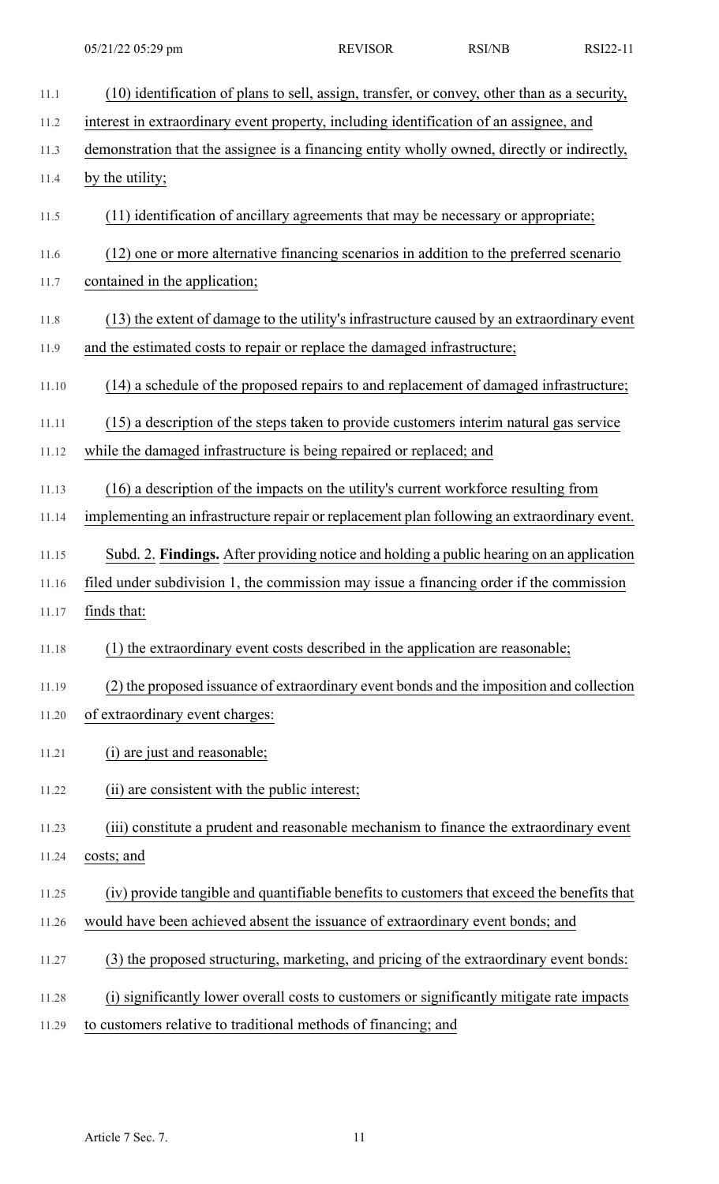(10) identification of plans to sell, assign, transfer, or convey, other than as a security, interest in extraordinary event property, including identification of an assignee, and demonstration that the assignee is a financing entity wholly owned, directly or indirectly, by the utility;

(11) identification of ancillary agreements that may be necessary or appropriate;

(12) one or more alternative financing scenarios in addition to the preferred scenario contained in the application;

(13) the extent of damage to the utility's infrastructure caused by an extraordinary event and the estimated costs to repair or replace the damaged infrastructure;

(14) a schedule of the proposed repairs to and replacement of damaged infrastructure;

(15) a description of the steps taken to provide customers interim natural gas service while the damaged infrastructure is being repaired or replaced; and

(16) a description of the impacts on the utility's current workforce resulting from implementing an infrastructure repair or replacement plan following an extraordinary event.

Subd. 2. **Findings.** After providing notice and holding a public hearing on an application filed under subdivision 1, the commission may issue a financing order if the commission finds that:

(1) the extraordinary event costs described in the application are reasonable;

(2) the proposed issuance of extraordinary event bonds and the imposition and collection of extraordinary event charges:

(i) are just and reasonable;

(ii) are consistent with the public interest;

(iii) constitute a prudent and reasonable mechanism to finance the extraordinary event costs; and

(iv) provide tangible and quantifiable benefits to customers that exceed the benefits that would have been achieved absent the issuance of extraordinary event bonds; and

(3) the proposed structuring, marketing, and pricing of the extraordinary event bonds:

(i) significantly lower overall costs to customers or significantly mitigate rate impacts to customers relative to traditional methods of financing; and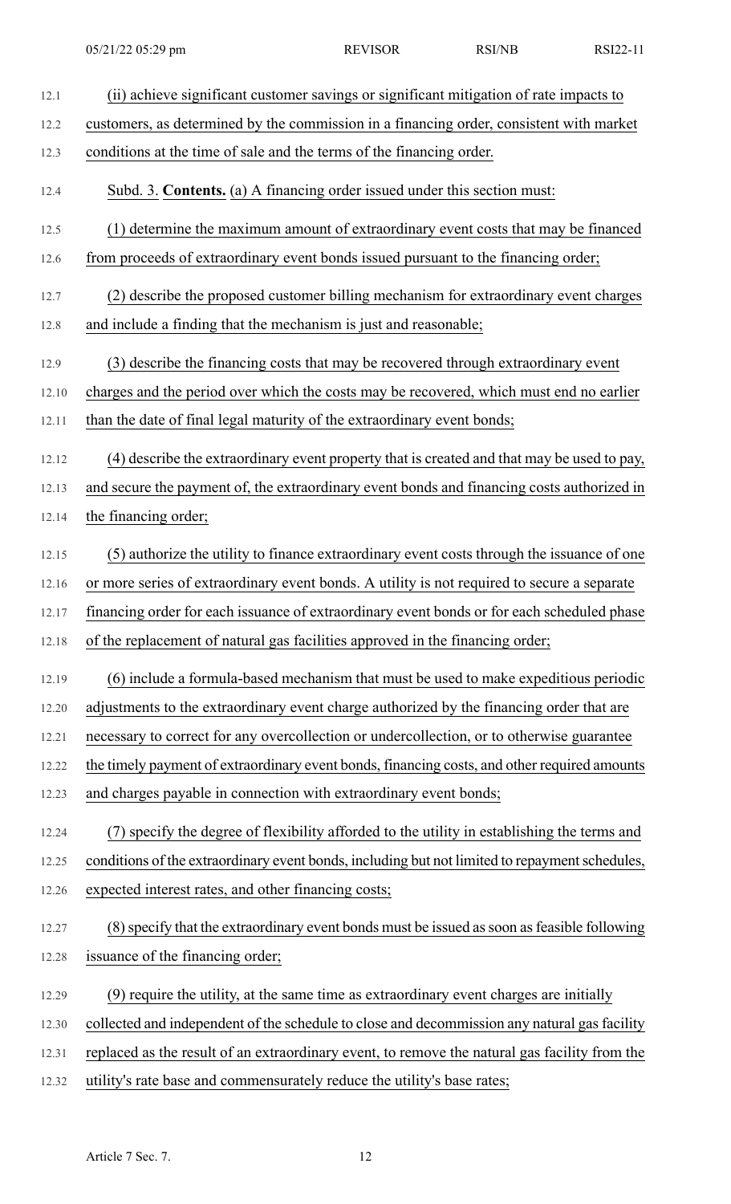(ii) achieve significant customer savings or significant mitigation of rate impacts to customers, as determined by the commission in a financing order, consistent with market conditions at the time of sale and the terms of the financing order.

Subd. 3. **Contents.** (a) A financing order issued under this section must:

(1) determine the maximum amount of extraordinary event costs that may be financed from proceeds of extraordinary event bonds issued pursuant to the financing order;

(2) describe the proposed customer billing mechanism for extraordinary event charges and include a finding that the mechanism is just and reasonable;

(3) describe the financing costs that may be recovered through extraordinary event charges and the period over which the costs may be recovered, which must end no earlier than the date of final legal maturity of the extraordinary event bonds;

(4) describe the extraordinary event property that is created and that may be used to pay, and secure the payment of, the extraordinary event bonds and financing costs authorized in the financing order;

(5) authorize the utility to finance extraordinary event costs through the issuance of one or more series of extraordinary event bonds. A utility is not required to secure a separate financing order for each issuance of extraordinary event bonds or for each scheduled phase of the replacement of natural gas facilities approved in the financing order;

(6) include a formula-based mechanism that must be used to make expeditious periodic adjustments to the extraordinary event charge authorized by the financing order that are necessary to correct for any overcollection or undercollection, or to otherwise guarantee the timely payment of extraordinary event bonds, financing costs, and other required amounts and charges payable in connection with extraordinary event bonds;

(7) specify the degree of flexibility afforded to the utility in establishing the terms and conditions of the extraordinary event bonds, including but not limited to repayment schedules, expected interest rates, and other financing costs;

(8) specify that the extraordinary event bonds must be issued as soon as feasible following issuance of the financing order;

(9) require the utility, at the same time as extraordinary event charges are initially collected and independent of the schedule to close and decommission any natural gas facility replaced as the result of an extraordinary event, to remove the natural gas facility from the utility's rate base and commensurately reduce the utility's base rates;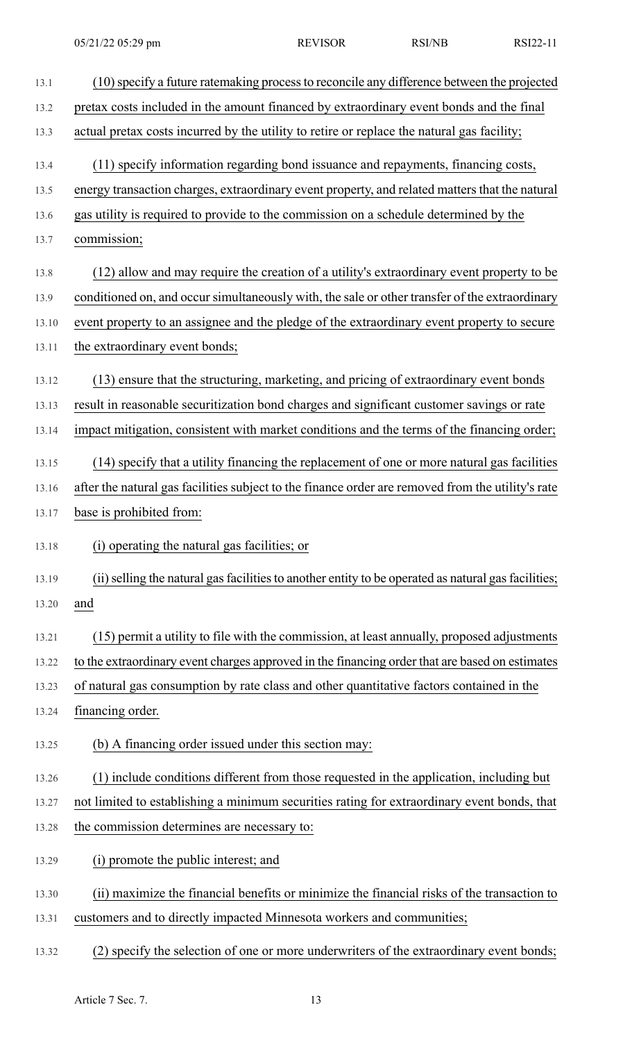(10) specify a future ratemaking process to reconcile any difference between the projected pretax costs included in the amount financed by extraordinary event bonds and the final actual pretax costs incurred by the utility to retire or replace the natural gas facility;

(11) specify information regarding bond issuance and repayments, financing costs, energy transaction charges, extraordinary event property, and related matters that the natural gas utility is required to provide to the commission on a schedule determined by the commission;

(12) allow and may require the creation of a utility's extraordinary event property to be conditioned on, and occur simultaneously with, the sale or other transfer of the extraordinary event property to an assignee and the pledge of the extraordinary event property to secure the extraordinary event bonds;

(13) ensure that the structuring, marketing, and pricing of extraordinary event bonds result in reasonable securitization bond charges and significant customer savings or rate impact mitigation, consistent with market conditions and the terms of the financing order;

(14) specify that a utility financing the replacement of one or more natural gas facilities after the natural gas facilities subject to the finance order are removed from the utility's rate base is prohibited from:

(i) operating the natural gas facilities; or

(ii) selling the natural gas facilities to another entity to be operated as natural gas facilities; and

(15) permit a utility to file with the commission, at least annually, proposed adjustments to the extraordinary event charges approved in the financing order that are based on estimates of natural gas consumption by rate class and other quantitative factors contained in the financing order.

(b) A financing order issued under this section may:

(1) include conditions different from those requested in the application, including but not limited to establishing a minimum securities rating for extraordinary event bonds, that the commission determines are necessary to:

(i) promote the public interest; and

(ii) maximize the financial benefits or minimize the financial risks of the transaction to customers and to directly impacted Minnesota workers and communities;

(2) specify the selection of one or more underwriters of the extraordinary event bonds;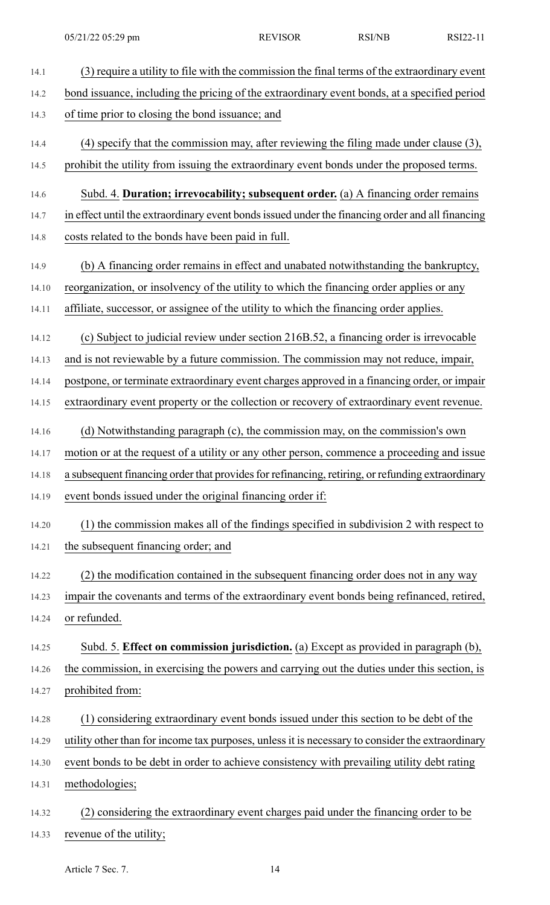(3) require a utility to file with the commission the final terms of the extraordinary event bond issuance, including the pricing of the extraordinary event bonds, at a specified period of time prior to closing the bond issuance; and

(4) specify that the commission may, after reviewing the filing made under clause (3), prohibit the utility from issuing the extraordinary event bonds under the proposed terms.

Subd. 4. **Duration; irrevocability; subsequent order.** (a) A financing order remains in effect until the extraordinary event bonds issued under the financing order and all financing costs related to the bonds have been paid in full.

(b) A financing order remains in effect and unabated notwithstanding the bankruptcy, reorganization, or insolvency of the utility to which the financing order applies or any affiliate, successor, or assignee of the utility to which the financing order applies.

(c) Subject to judicial review under section 216B.52, a financing order is irrevocable and is not reviewable by a future commission. The commission may not reduce, impair, postpone, or terminate extraordinary event charges approved in a financing order, or impair extraordinary event property or the collection or recovery of extraordinary event revenue.

(d) Notwithstanding paragraph (c), the commission may, on the commission's own motion or at the request of a utility or any other person, commence a proceeding and issue a subsequent financing order that provides for refinancing, retiring, or refunding extraordinary event bonds issued under the original financing order if:

(1) the commission makes all of the findings specified in subdivision 2 with respect to the subsequent financing order; and

(2) the modification contained in the subsequent financing order does not in any way impair the covenants and terms of the extraordinary event bonds being refinanced, retired, or refunded.

Subd. 5. **Effect on commission jurisdiction.** (a) Except as provided in paragraph (b), the commission, in exercising the powers and carrying out the duties under this section, is prohibited from:

(1) considering extraordinary event bonds issued under this section to be debt of the utility other than for income tax purposes, unless it is necessary to consider the extraordinary event bonds to be debt in order to achieve consistency with prevailing utility debt rating methodologies;

(2) considering the extraordinary event charges paid under the financing order to be revenue of the utility;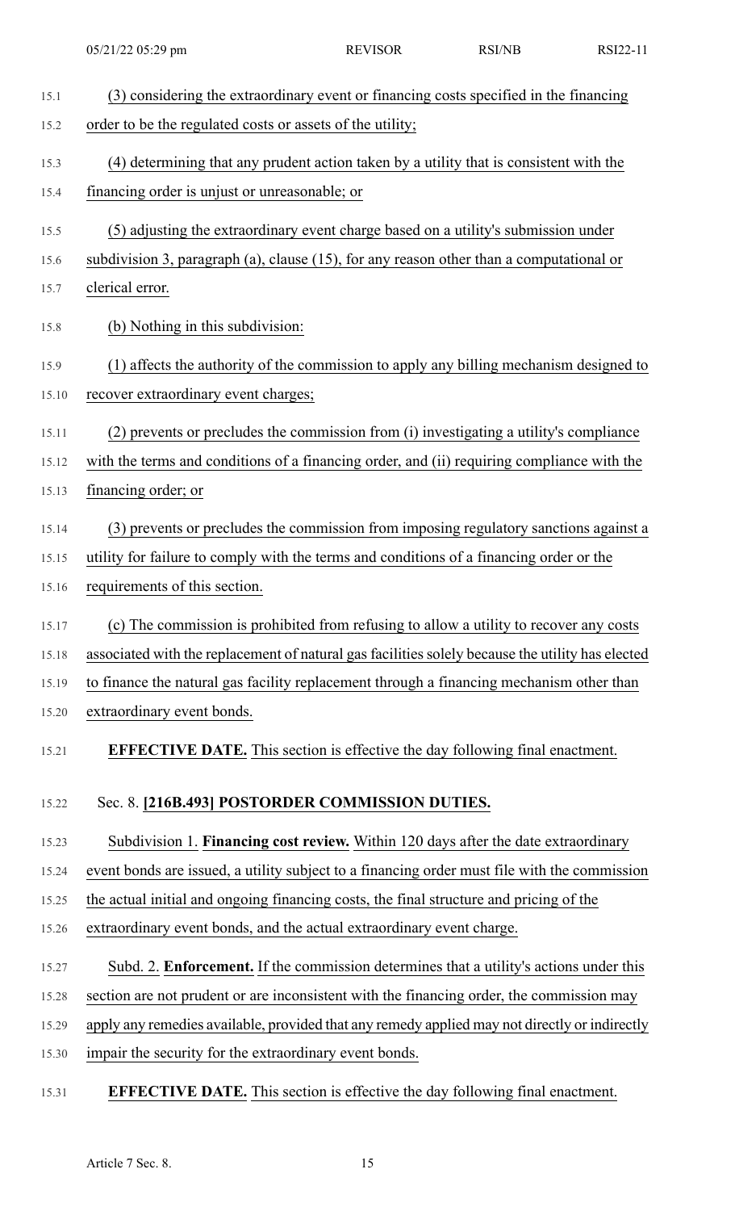(3) considering the extraordinary event or financing costs specified in the financing order to be the regulated costs or assets of the utility;

(4) determining that any prudent action taken by a utility that is consistent with the financing order is unjust or unreasonable; or

(5) adjusting the extraordinary event charge based on a utility's submission under subdivision 3, paragraph (a), clause (15), for any reason other than a computational or clerical error.

(b) Nothing in this subdivision:

(1) affects the authority of the commission to apply any billing mechanism designed to recover extraordinary event charges;

(2) prevents or precludes the commission from (i) investigating a utility's compliance with the terms and conditions of a financing order, and (ii) requiring compliance with the financing order; or

(3) prevents or precludes the commission from imposing regulatory sanctions against a utility for failure to comply with the terms and conditions of a financing order or the requirements of this section.

(c) The commission is prohibited from refusing to allow a utility to recover any costs associated with the replacement of natural gas facilities solely because the utility has elected to finance the natural gas facility replacement through a financing mechanism other than extraordinary event bonds.

**EFFECTIVE DATE.** This section is effective the day following final enactment.

Sec. 8. **[216B.493] POSTORDER COMMISSION DUTIES.**

Subdivision 1. **Financing cost review.** Within 120 days after the date extraordinary event bonds are issued, a utility subject to a financing order must file with the commission the actual initial and ongoing financing costs, the final structure and pricing of the extraordinary event bonds, and the actual extraordinary event charge.

Subd. 2. **Enforcement.** If the commission determines that a utility's actions under this section are not prudent or are inconsistent with the financing order, the commission may apply any remedies available, provided that any remedy applied may not directly or indirectly impair the security for the extraordinary event bonds.

**EFFECTIVE DATE.** This section is effective the day following final enactment.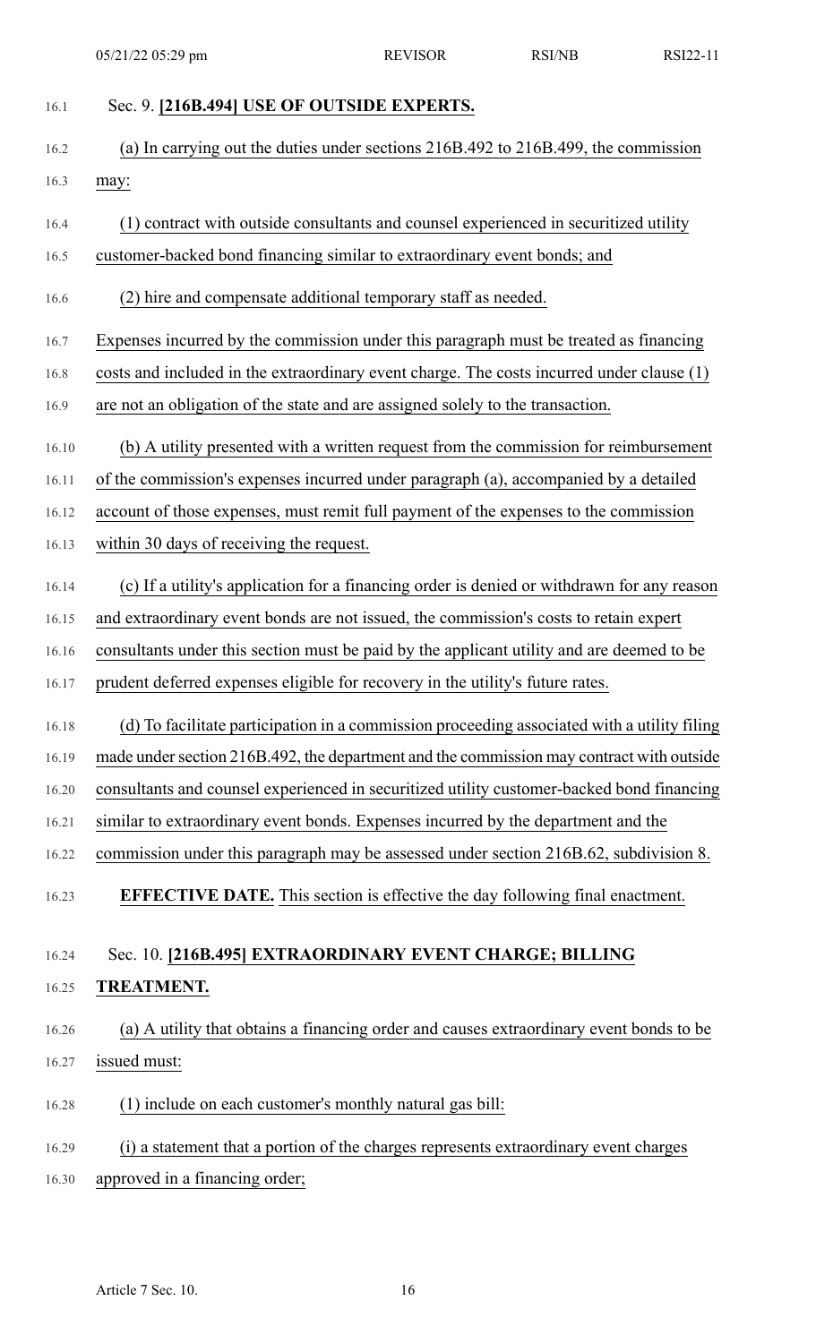## Sec. 9. [216B.494] USE OF OUTSIDE EXPERTS.

(a) In carrying out the duties under sections 216B.492 to 216B.499, the commission may:

(1) contract with outside consultants and counsel experienced in securitized utility customer-backed bond financing similar to extraordinary event bonds; and

(2) hire and compensate additional temporary staff as needed.

Expenses incurred by the commission under this paragraph must be treated as financing costs and included in the extraordinary event charge. The costs incurred under clause (1) are not an obligation of the state and are assigned solely to the transaction.

(b) A utility presented with a written request from the commission for reimbursement of the commission's expenses incurred under paragraph (a), accompanied by a detailed account of those expenses, must remit full payment of the expenses to the commission within 30 days of receiving the request.

(c) If a utility's application for a financing order is denied or withdrawn for any reason and extraordinary event bonds are not issued, the commission's costs to retain expert consultants under this section must be paid by the applicant utility and are deemed to be prudent deferred expenses eligible for recovery in the utility's future rates.

(d) To facilitate participation in a commission proceeding associated with a utility filing made under section 216B.492, the department and the commission may contract with outside consultants and counsel experienced in securitized utility customer-backed bond financing similar to extraordinary event bonds. Expenses incurred by the department and the commission under this paragraph may be assessed under section 216B.62, subdivision 8.

**EFFECTIVE DATE.** This section is effective the day following final enactment.

## Sec. 10. [216B.495] EXTRAORDINARY EVENT CHARGE; BILLING TREATMENT.

(a) A utility that obtains a financing order and causes extraordinary event bonds to be issued must:

(1) include on each customer's monthly natural gas bill:

(i) a statement that a portion of the charges represents extraordinary event charges approved in a financing order;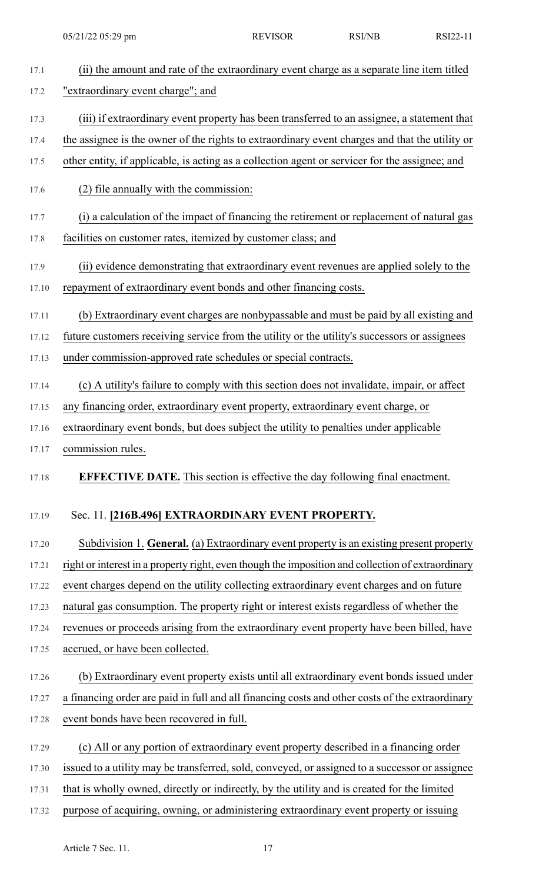(ii) the amount and rate of the extraordinary event charge as a separate line item titled "extraordinary event charge"; and

(iii) if extraordinary event property has been transferred to an assignee, a statement that the assignee is the owner of the rights to extraordinary event charges and that the utility or other entity, if applicable, is acting as a collection agent or servicer for the assignee; and

(2) file annually with the commission:

(i) a calculation of the impact of financing the retirement or replacement of natural gas facilities on customer rates, itemized by customer class; and

(ii) evidence demonstrating that extraordinary event revenues are applied solely to the repayment of extraordinary event bonds and other financing costs.

(b) Extraordinary event charges are nonbypassable and must be paid by all existing and future customers receiving service from the utility or the utility's successors or assignees under commission-approved rate schedules or special contracts.

(c) A utility's failure to comply with this section does not invalidate, impair, or affect any financing order, extraordinary event property, extraordinary event charge, or extraordinary event bonds, but does subject the utility to penalties under applicable commission rules.

**EFFECTIVE DATE.** This section is effective the day following final enactment.

Sec. 11. **[216B.496] EXTRAORDINARY EVENT PROPERTY.**

Subdivision 1. **General.** (a) Extraordinary event property is an existing present property right or interest in a property right, even though the imposition and collection of extraordinary event charges depend on the utility collecting extraordinary event charges and on future natural gas consumption. The property right or interest exists regardless of whether the revenues or proceeds arising from the extraordinary event property have been billed, have accrued, or have been collected.

(b) Extraordinary event property exists until all extraordinary event bonds issued under a financing order are paid in full and all financing costs and other costs of the extraordinary event bonds have been recovered in full.

(c) All or any portion of extraordinary event property described in a financing order issued to a utility may be transferred, sold, conveyed, or assigned to a successor or assignee that is wholly owned, directly or indirectly, by the utility and is created for the limited purpose of acquiring, owning, or administering extraordinary event property or issuing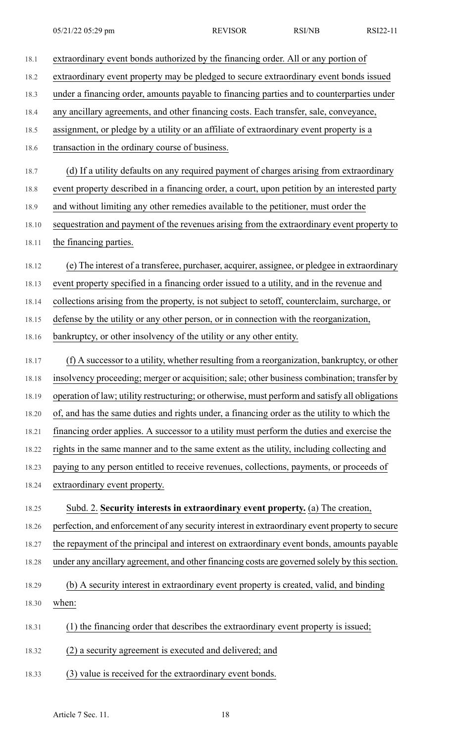extraordinary event bonds authorized by the financing order. All or any portion of extraordinary event property may be pledged to secure extraordinary event bonds issued under a financing order, amounts payable to financing parties and to counterparties under any ancillary agreements, and other financing costs. Each transfer, sale, conveyance, assignment, or pledge by a utility or an affiliate of extraordinary event property is a transaction in the ordinary course of business.

(d) If a utility defaults on any required payment of charges arising from extraordinary event property described in a financing order, a court, upon petition by an interested party and without limiting any other remedies available to the petitioner, must order the sequestration and payment of the revenues arising from the extraordinary event property to the financing parties.

(e) The interest of a transferee, purchaser, acquirer, assignee, or pledgee in extraordinary event property specified in a financing order issued to a utility, and in the revenue and collections arising from the property, is not subject to setoff, counterclaim, surcharge, or defense by the utility or any other person, or in connection with the reorganization, bankruptcy, or other insolvency of the utility or any other entity.

(f) A successor to a utility, whether resulting from a reorganization, bankruptcy, or other insolvency proceeding; merger or acquisition; sale; other business combination; transfer by operation of law; utility restructuring; or otherwise, must perform and satisfy all obligations of, and has the same duties and rights under, a financing order as the utility to which the financing order applies. A successor to a utility must perform the duties and exercise the rights in the same manner and to the same extent as the utility, including collecting and paying to any person entitled to receive revenues, collections, payments, or proceeds of extraordinary event property.

Subd. 2. **Security interests in extraordinary event property.** (a) The creation, perfection, and enforcement of any security interest in extraordinary event property to secure the repayment of the principal and interest on extraordinary event bonds, amounts payable under any ancillary agreement, and other financing costs are governed solely by this section.

(b) A security interest in extraordinary event property is created, valid, and binding when:

(1) the financing order that describes the extraordinary event property is issued;

(2) a security agreement is executed and delivered; and

(3) value is received for the extraordinary event bonds.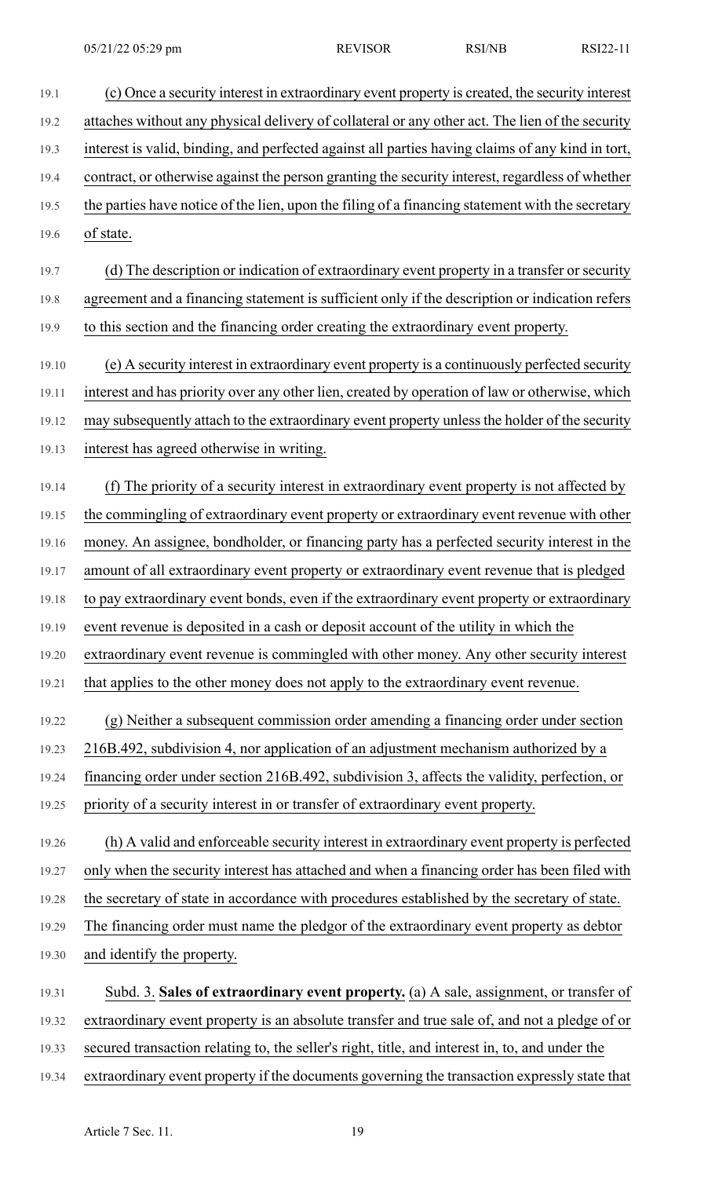(c) Once a security interest in extraordinary event property is created, the security interest attaches without any physical delivery of collateral or any other act. The lien of the security interest is valid, binding, and perfected against all parties having claims of any kind in tort, contract, or otherwise against the person granting the security interest, regardless of whether the parties have notice of the lien, upon the filing of a financing statement with the secretary of state.

(d) The description or indication of extraordinary event property in a transfer or security agreement and a financing statement is sufficient only if the description or indication refers to this section and the financing order creating the extraordinary event property.

(e) A security interest in extraordinary event property is a continuously perfected security interest and has priority over any other lien, created by operation of law or otherwise, which may subsequently attach to the extraordinary event property unless the holder of the security interest has agreed otherwise in writing.

(f) The priority of a security interest in extraordinary event property is not affected by the commingling of extraordinary event property or extraordinary event revenue with other money. An assignee, bondholder, or financing party has a perfected security interest in the amount of all extraordinary event property or extraordinary event revenue that is pledged to pay extraordinary event bonds, even if the extraordinary event property or extraordinary event revenue is deposited in a cash or deposit account of the utility in which the extraordinary event revenue is commingled with other money. Any other security interest that applies to the other money does not apply to the extraordinary event revenue.

(g) Neither a subsequent commission order amending a financing order under section 216B.492, subdivision 4, nor application of an adjustment mechanism authorized by a financing order under section 216B.492, subdivision 3, affects the validity, perfection, or priority of a security interest in or transfer of extraordinary event property.

(h) A valid and enforceable security interest in extraordinary event property is perfected only when the security interest has attached and when a financing order has been filed with the secretary of state in accordance with procedures established by the secretary of state. The financing order must name the pledgor of the extraordinary event property as debtor and identify the property.

Subd. 3. **Sales of extraordinary event property.** (a) A sale, assignment, or transfer of extraordinary event property is an absolute transfer and true sale of, and not a pledge of or secured transaction relating to, the seller's right, title, and interest in, to, and under the extraordinary event property if the documents governing the transaction expressly state that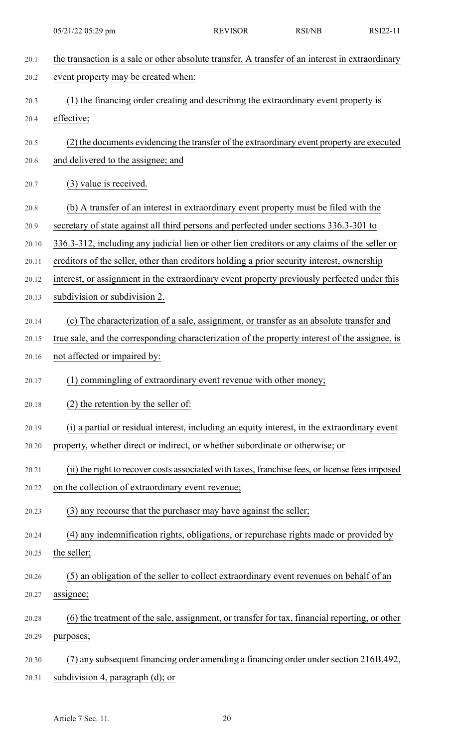the transaction is a sale or other absolute transfer. A transfer of an interest in extraordinary event property may be created when:

(1) the financing order creating and describing the extraordinary event property is effective;

(2) the documents evidencing the transfer of the extraordinary event property are executed and delivered to the assignee; and

(3) value is received.

(b) A transfer of an interest in extraordinary event property must be filed with the secretary of state against all third persons and perfected under sections 336.3-301 to 336.3-312, including any judicial lien or other lien creditors or any claims of the seller or creditors of the seller, other than creditors holding a prior security interest, ownership interest, or assignment in the extraordinary event property previously perfected under this subdivision or subdivision 2.

(c) The characterization of a sale, assignment, or transfer as an absolute transfer and true sale, and the corresponding characterization of the property interest of the assignee, is not affected or impaired by:

(1) commingling of extraordinary event revenue with other money;

(2) the retention by the seller of:

(i) a partial or residual interest, including an equity interest, in the extraordinary event property, whether direct or indirect, or whether subordinate or otherwise; or

(ii) the right to recover costs associated with taxes, franchise fees, or license fees imposed on the collection of extraordinary event revenue;

(3) any recourse that the purchaser may have against the seller;

(4) any indemnification rights, obligations, or repurchase rights made or provided by the seller;

(5) an obligation of the seller to collect extraordinary event revenues on behalf of an assignee;

(6) the treatment of the sale, assignment, or transfer for tax, financial reporting, or other purposes;

(7) any subsequent financing order amending a financing order under section 216B.492, subdivision 4, paragraph (d); or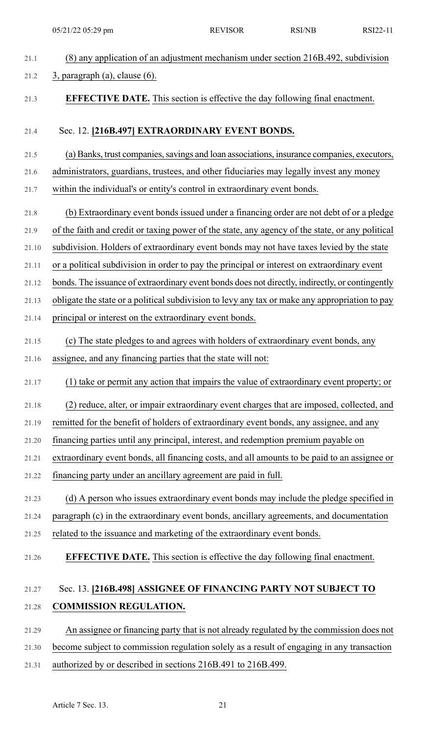(8) any application of an adjustment mechanism under section 216B.492, subdivision 3, paragraph (a), clause (6).

**EFFECTIVE DATE.** This section is effective the day following final enactment.

Sec. 12. **[216B.497] EXTRAORDINARY EVENT BONDS.**

(a) Banks, trust companies, savings and loan associations, insurance companies, executors, administrators, guardians, trustees, and other fiduciaries may legally invest any money within the individual's or entity's control in extraordinary event bonds.

(b) Extraordinary event bonds issued under a financing order are not debt of or a pledge of the faith and credit or taxing power of the state, any agency of the state, or any political subdivision. Holders of extraordinary event bonds may not have taxes levied by the state or a political subdivision in order to pay the principal or interest on extraordinary event bonds. The issuance of extraordinary event bonds does not directly, indirectly, or contingently obligate the state or a political subdivision to levy any tax or make any appropriation to pay principal or interest on the extraordinary event bonds.

(c) The state pledges to and agrees with holders of extraordinary event bonds, any assignee, and any financing parties that the state will not:

(1) take or permit any action that impairs the value of extraordinary event property; or

(2) reduce, alter, or impair extraordinary event charges that are imposed, collected, and remitted for the benefit of holders of extraordinary event bonds, any assignee, and any financing parties until any principal, interest, and redemption premium payable on extraordinary event bonds, all financing costs, and all amounts to be paid to an assignee or financing party under an ancillary agreement are paid in full.

(d) A person who issues extraordinary event bonds may include the pledge specified in paragraph (c) in the extraordinary event bonds, ancillary agreements, and documentation related to the issuance and marketing of the extraordinary event bonds.

**EFFECTIVE DATE.** This section is effective the day following final enactment.

Sec. 13. **[216B.498] ASSIGNEE OF FINANCING PARTY NOT SUBJECT TO COMMISSION REGULATION.**

An assignee or financing party that is not already regulated by the commission does not become subject to commission regulation solely as a result of engaging in any transaction authorized by or described in sections 216B.491 to 216B.499.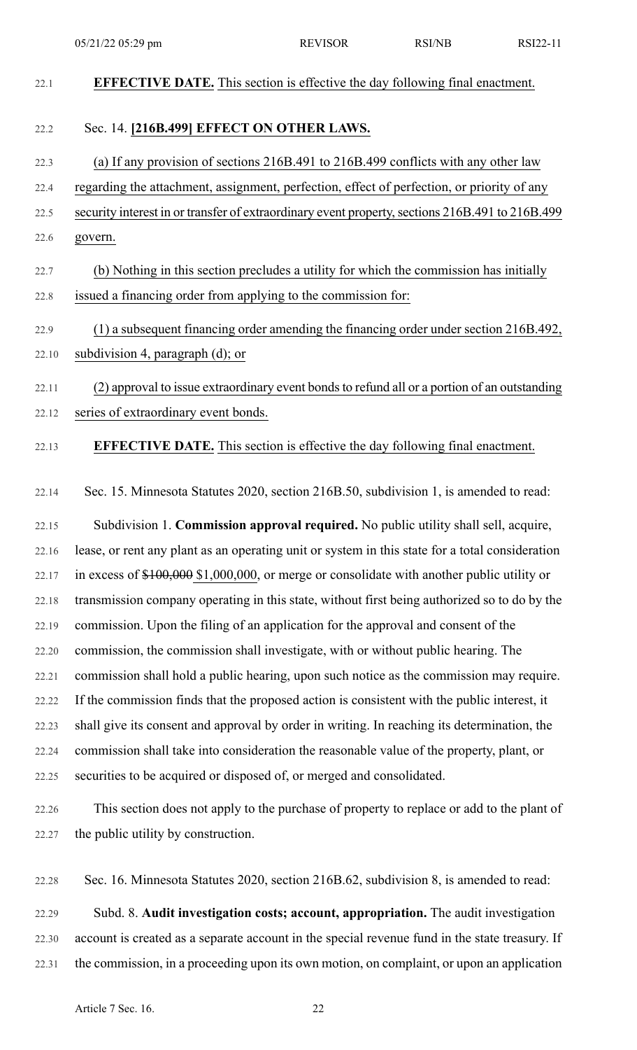**EFFECTIVE DATE.** This section is effective the day following final enactment.

Sec. 14. **[216B.499] EFFECT ON OTHER LAWS.**

(a) If any provision of sections 216B.491 to 216B.499 conflicts with any other law regarding the attachment, assignment, perfection, effect of perfection, or priority of any security interest in or transfer of extraordinary event property, sections 216B.491 to 216B.499 govern.

(b) Nothing in this section precludes a utility for which the commission has initially issued a financing order from applying to the commission for:

(1) a subsequent financing order amending the financing order under section 216B.492, subdivision 4, paragraph (d); or

(2) approval to issue extraordinary event bonds to refund all or a portion of an outstanding series of extraordinary event bonds.

**EFFECTIVE DATE.** This section is effective the day following final enactment.

Sec. 15. Minnesota Statutes 2020, section 216B.50, subdivision 1, is amended to read:

Subdivision 1. **Commission approval required.** No public utility shall sell, acquire, lease, or rent any plant as an operating unit or system in this state for a total consideration in excess of ~~$100,000~~ $1,000,000, or merge or consolidate with another public utility or transmission company operating in this state, without first being authorized so to do by the commission. Upon the filing of an application for the approval and consent of the commission, the commission shall investigate, with or without public hearing. The commission shall hold a public hearing, upon such notice as the commission may require. If the commission finds that the proposed action is consistent with the public interest, it shall give its consent and approval by order in writing. In reaching its determination, the commission shall take into consideration the reasonable value of the property, plant, or securities to be acquired or disposed of, or merged and consolidated.

This section does not apply to the purchase of property to replace or add to the plant of the public utility by construction.

Sec. 16. Minnesota Statutes 2020, section 216B.62, subdivision 8, is amended to read:

Subd. 8. **Audit investigation costs; account, appropriation.** The audit investigation account is created as a separate account in the special revenue fund in the state treasury. If the commission, in a proceeding upon its own motion, on complaint, or upon an application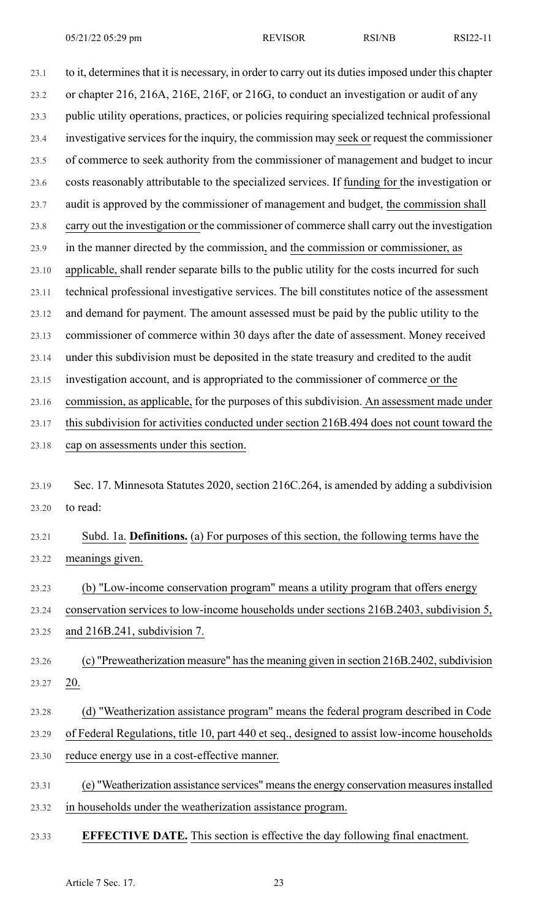to it, determines that it is necessary, in order to carry out its duties imposed under this chapter or chapter 216, 216A, 216E, 216F, or 216G, to conduct an investigation or audit of any public utility operations, practices, or policies requiring specialized technical professional investigative services for the inquiry, the commission may seek or request the commissioner of commerce to seek authority from the commissioner of management and budget to incur costs reasonably attributable to the specialized services. If funding for the investigation or audit is approved by the commissioner of management and budget, the commission shall carry out the investigation or the commissioner of commerce shall carry out the investigation in the manner directed by the commission, and the commission or commissioner, as applicable, shall render separate bills to the public utility for the costs incurred for such technical professional investigative services. The bill constitutes notice of the assessment and demand for payment. The amount assessed must be paid by the public utility to the commissioner of commerce within 30 days after the date of assessment. Money received under this subdivision must be deposited in the state treasury and credited to the audit investigation account, and is appropriated to the commissioner of commerce or the commission, as applicable, for the purposes of this subdivision. An assessment made under this subdivision for activities conducted under section 216B.494 does not count toward the cap on assessments under this section.

Sec. 17. Minnesota Statutes 2020, section 216C.264, is amended by adding a subdivision to read:

Subd. 1a. **Definitions.** (a) For purposes of this section, the following terms have the meanings given.

(b) "Low-income conservation program" means a utility program that offers energy conservation services to low-income households under sections 216B.2403, subdivision 5, and 216B.241, subdivision 7.

(c) "Preweatherization measure" has the meaning given in section 216B.2402, subdivision 20.

(d) "Weatherization assistance program" means the federal program described in Code of Federal Regulations, title 10, part 440 et seq., designed to assist low-income households reduce energy use in a cost-effective manner.

(e) "Weatherization assistance services" means the energy conservation measures installed in households under the weatherization assistance program.

**EFFECTIVE DATE.** This section is effective the day following final enactment.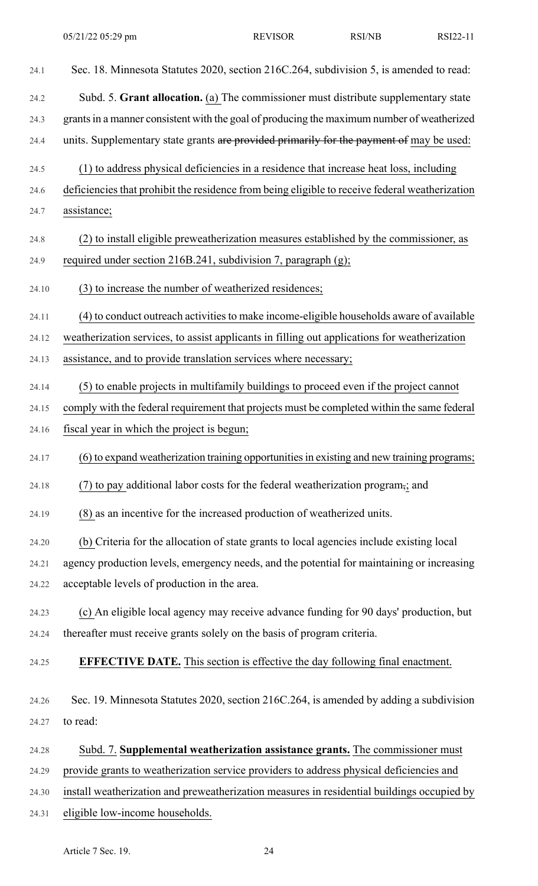Sec. 18. Minnesota Statutes 2020, section 216C.264, subdivision 5, is amended to read:

Subd. 5. **Grant allocation.** (a) The commissioner must distribute supplementary state grants in a manner consistent with the goal of producing the maximum number of weatherized units. Supplementary state grants ~~are provided primarily for the payment of~~ may be used:

(1) to address physical deficiencies in a residence that increase heat loss, including deficiencies that prohibit the residence from being eligible to receive federal weatherization assistance;

(2) to install eligible preweatherization measures established by the commissioner, as required under section 216B.241, subdivision 7, paragraph (g);

(3) to increase the number of weatherized residences;

(4) to conduct outreach activities to make income-eligible households aware of available weatherization services, to assist applicants in filling out applications for weatherization assistance, and to provide translation services where necessary;

(5) to enable projects in multifamily buildings to proceed even if the project cannot comply with the federal requirement that projects must be completed within the same federal fiscal year in which the project is begun;

(6) to expand weatherization training opportunities in existing and new training programs;

(7) to pay additional labor costs for the federal weatherization program~~,~~; and

(8) as an incentive for the increased production of weatherized units.

(b) Criteria for the allocation of state grants to local agencies include existing local agency production levels, emergency needs, and the potential for maintaining or increasing acceptable levels of production in the area.

(c) An eligible local agency may receive advance funding for 90 days' production, but thereafter must receive grants solely on the basis of program criteria.

**EFFECTIVE DATE.** This section is effective the day following final enactment.

Sec. 19. Minnesota Statutes 2020, section 216C.264, is amended by adding a subdivision to read:

Subd. 7. **Supplemental weatherization assistance grants.** The commissioner must provide grants to weatherization service providers to address physical deficiencies and install weatherization and preweatherization measures in residential buildings occupied by eligible low-income households.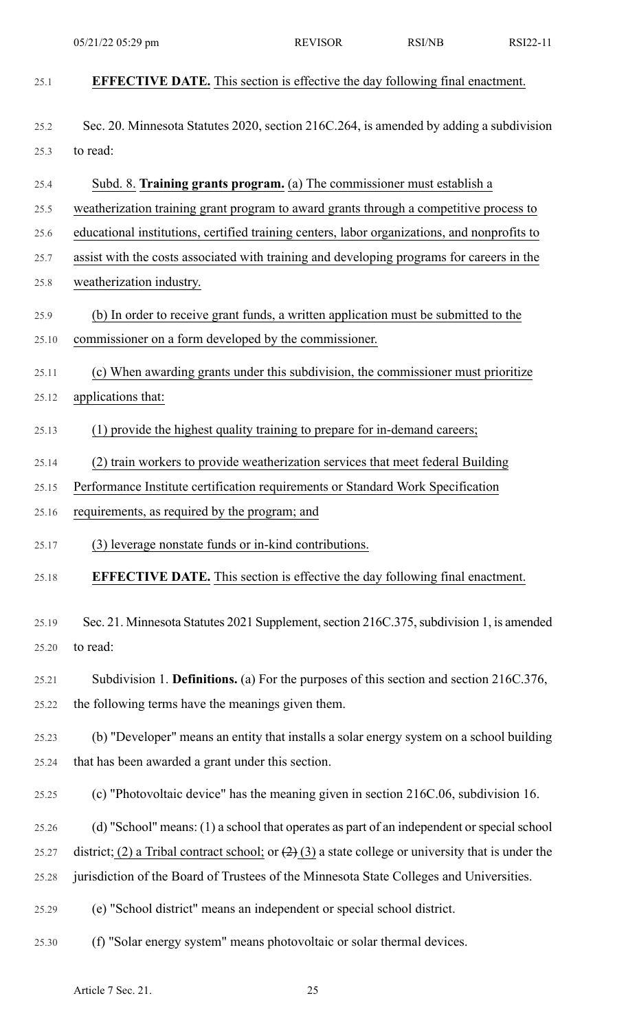**EFFECTIVE DATE.** This section is effective the day following final enactment.

Sec. 20. Minnesota Statutes 2020, section 216C.264, is amended by adding a subdivision to read:

Subd. 8. **Training grants program.** (a) The commissioner must establish a weatherization training grant program to award grants through a competitive process to educational institutions, certified training centers, labor organizations, and nonprofits to assist with the costs associated with training and developing programs for careers in the weatherization industry.

(b) In order to receive grant funds, a written application must be submitted to the commissioner on a form developed by the commissioner.

(c) When awarding grants under this subdivision, the commissioner must prioritize applications that:

(1) provide the highest quality training to prepare for in-demand careers;

(2) train workers to provide weatherization services that meet federal Building Performance Institute certification requirements or Standard Work Specification requirements, as required by the program; and

(3) leverage nonstate funds or in-kind contributions.

**EFFECTIVE DATE.** This section is effective the day following final enactment.

Sec. 21. Minnesota Statutes 2021 Supplement, section 216C.375, subdivision 1, is amended to read:

Subdivision 1. **Definitions.** (a) For the purposes of this section and section 216C.376, the following terms have the meanings given them.

(b) "Developer" means an entity that installs a solar energy system on a school building that has been awarded a grant under this section.

(c) "Photovoltaic device" has the meaning given in section 216C.06, subdivision 16.

(d) "School" means: (1) a school that operates as part of an independent or special school district; (2) a Tribal contract school; or ~~(2)~~ (3) a state college or university that is under the jurisdiction of the Board of Trustees of the Minnesota State Colleges and Universities.

(e) "School district" means an independent or special school district.

(f) "Solar energy system" means photovoltaic or solar thermal devices.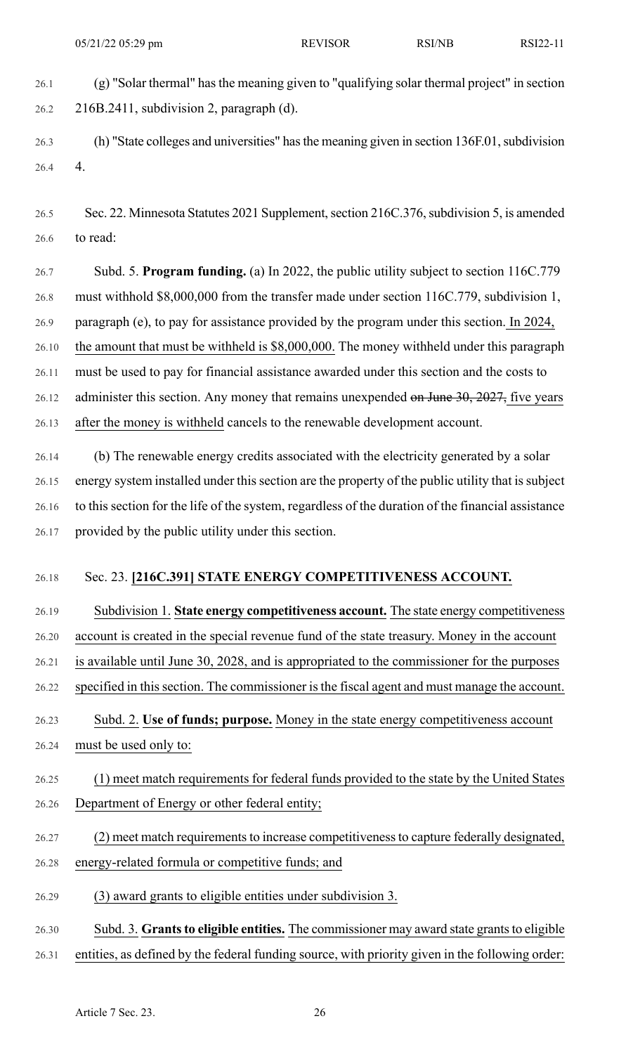(g) "Solar thermal" has the meaning given to "qualifying solar thermal project" in section 216B.2411, subdivision 2, paragraph (d).

(h) "State colleges and universities" has the meaning given in section 136F.01, subdivision 4.

Sec. 22. Minnesota Statutes 2021 Supplement, section 216C.376, subdivision 5, is amended to read:

Subd. 5. **Program funding.** (a) In 2022, the public utility subject to section 116C.779 must withhold $8,000,000 from the transfer made under section 116C.779, subdivision 1, paragraph (e), to pay for assistance provided by the program under this section. In 2024, the amount that must be withheld is $8,000,000. The money withheld under this paragraph must be used to pay for financial assistance awarded under this section and the costs to administer this section. Any money that remains unexpended ~~on June 30, 2027,~~ five years after the money is withheld cancels to the renewable development account.

(b) The renewable energy credits associated with the electricity generated by a solar energy system installed under this section are the property of the public utility that is subject to this section for the life of the system, regardless of the duration of the financial assistance provided by the public utility under this section.

Sec. 23. **[216C.391] STATE ENERGY COMPETITIVENESS ACCOUNT.**

Subdivision 1. **State energy competitiveness account.** The state energy competitiveness account is created in the special revenue fund of the state treasury. Money in the account is available until June 30, 2028, and is appropriated to the commissioner for the purposes specified in this section. The commissioner is the fiscal agent and must manage the account.

Subd. 2. **Use of funds; purpose.** Money in the state energy competitiveness account must be used only to:

(1) meet match requirements for federal funds provided to the state by the United States Department of Energy or other federal entity;

(2) meet match requirements to increase competitiveness to capture federally designated, energy-related formula or competitive funds; and

(3) award grants to eligible entities under subdivision 3.

Subd. 3. **Grants to eligible entities.** The commissioner may award state grants to eligible entities, as defined by the federal funding source, with priority given in the following order: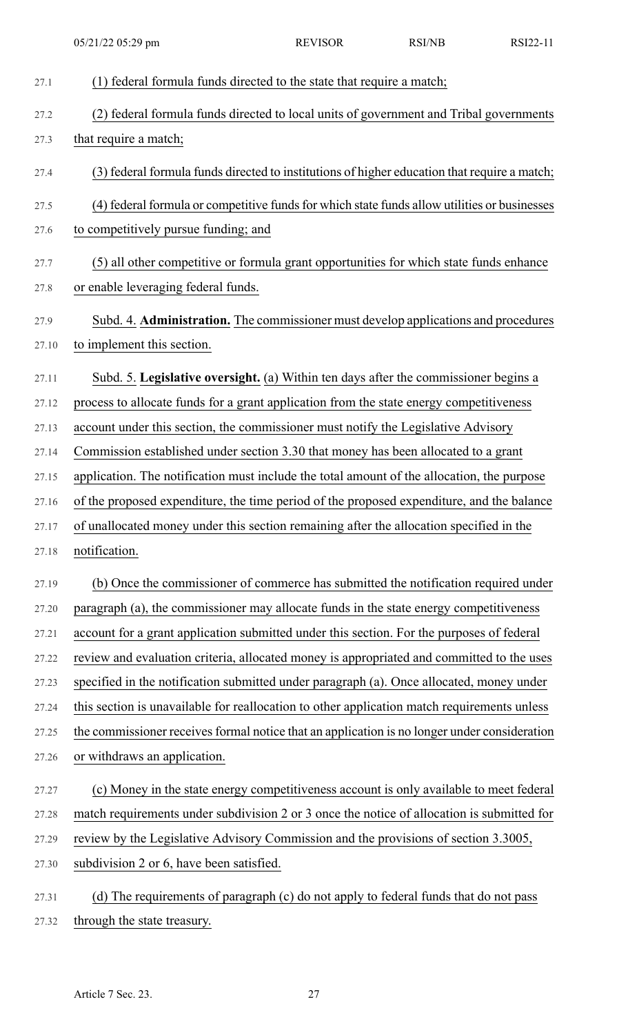(1) federal formula funds directed to the state that require a match;

(2) federal formula funds directed to local units of government and Tribal governments that require a match;

(3) federal formula funds directed to institutions of higher education that require a match;

(4) federal formula or competitive funds for which state funds allow utilities or businesses to competitively pursue funding; and

(5) all other competitive or formula grant opportunities for which state funds enhance or enable leveraging federal funds.

Subd. 4. **Administration.** The commissioner must develop applications and procedures to implement this section.

Subd. 5. **Legislative oversight.** (a) Within ten days after the commissioner begins a process to allocate funds for a grant application from the state energy competitiveness account under this section, the commissioner must notify the Legislative Advisory Commission established under section 3.30 that money has been allocated to a grant application. The notification must include the total amount of the allocation, the purpose of the proposed expenditure, the time period of the proposed expenditure, and the balance of unallocated money under this section remaining after the allocation specified in the notification.

(b) Once the commissioner of commerce has submitted the notification required under paragraph (a), the commissioner may allocate funds in the state energy competitiveness account for a grant application submitted under this section. For the purposes of federal review and evaluation criteria, allocated money is appropriated and committed to the uses specified in the notification submitted under paragraph (a). Once allocated, money under this section is unavailable for reallocation to other application match requirements unless the commissioner receives formal notice that an application is no longer under consideration or withdraws an application.

(c) Money in the state energy competitiveness account is only available to meet federal match requirements under subdivision 2 or 3 once the notice of allocation is submitted for review by the Legislative Advisory Commission and the provisions of section 3.3005, subdivision 2 or 6, have been satisfied.

(d) The requirements of paragraph (c) do not apply to federal funds that do not pass through the state treasury.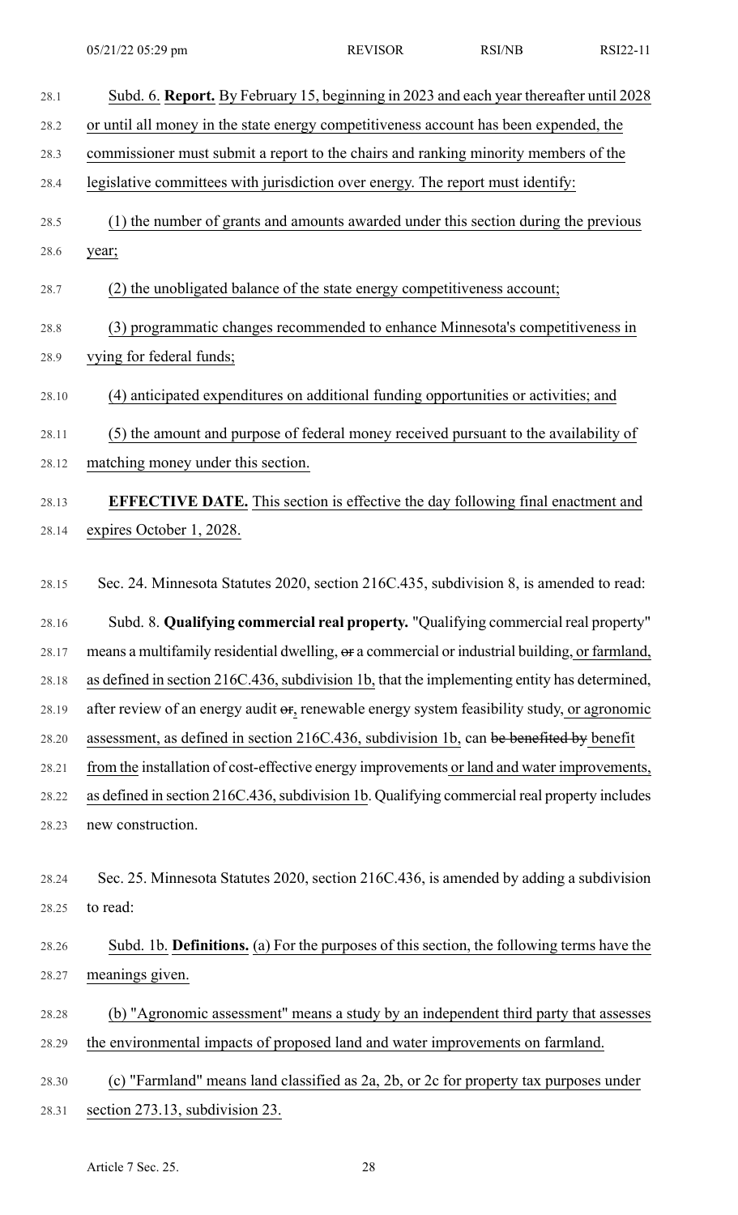Subd. 6. **Report.** By February 15, beginning in 2023 and each year thereafter until 2028 or until all money in the state energy competitiveness account has been expended, the commissioner must submit a report to the chairs and ranking minority members of the legislative committees with jurisdiction over energy. The report must identify:

(1) the number of grants and amounts awarded under this section during the previous year;

(2) the unobligated balance of the state energy competitiveness account;

(3) programmatic changes recommended to enhance Minnesota's competitiveness in vying for federal funds;

(4) anticipated expenditures on additional funding opportunities or activities; and

(5) the amount and purpose of federal money received pursuant to the availability of matching money under this section.

**EFFECTIVE DATE.** This section is effective the day following final enactment and expires October 1, 2028.

Sec. 24. Minnesota Statutes 2020, section 216C.435, subdivision 8, is amended to read:

Subd. 8. **Qualifying commercial real property.** "Qualifying commercial real property" means a multifamily residential dwelling, ~~or~~ a commercial or industrial building, or farmland, as defined in section 216C.436, subdivision 1b, that the implementing entity has determined, after review of an energy audit ~~or~~, renewable energy system feasibility study, or agronomic assessment, as defined in section 216C.436, subdivision 1b, can ~~be benefited by~~ benefit from the installation of cost-effective energy improvements or land and water improvements, as defined in section 216C.436, subdivision 1b. Qualifying commercial real property includes new construction.

Sec. 25. Minnesota Statutes 2020, section 216C.436, is amended by adding a subdivision to read:

Subd. 1b. **Definitions.** (a) For the purposes of this section, the following terms have the meanings given.

(b) "Agronomic assessment" means a study by an independent third party that assesses the environmental impacts of proposed land and water improvements on farmland.

(c) "Farmland" means land classified as 2a, 2b, or 2c for property tax purposes under section 273.13, subdivision 23.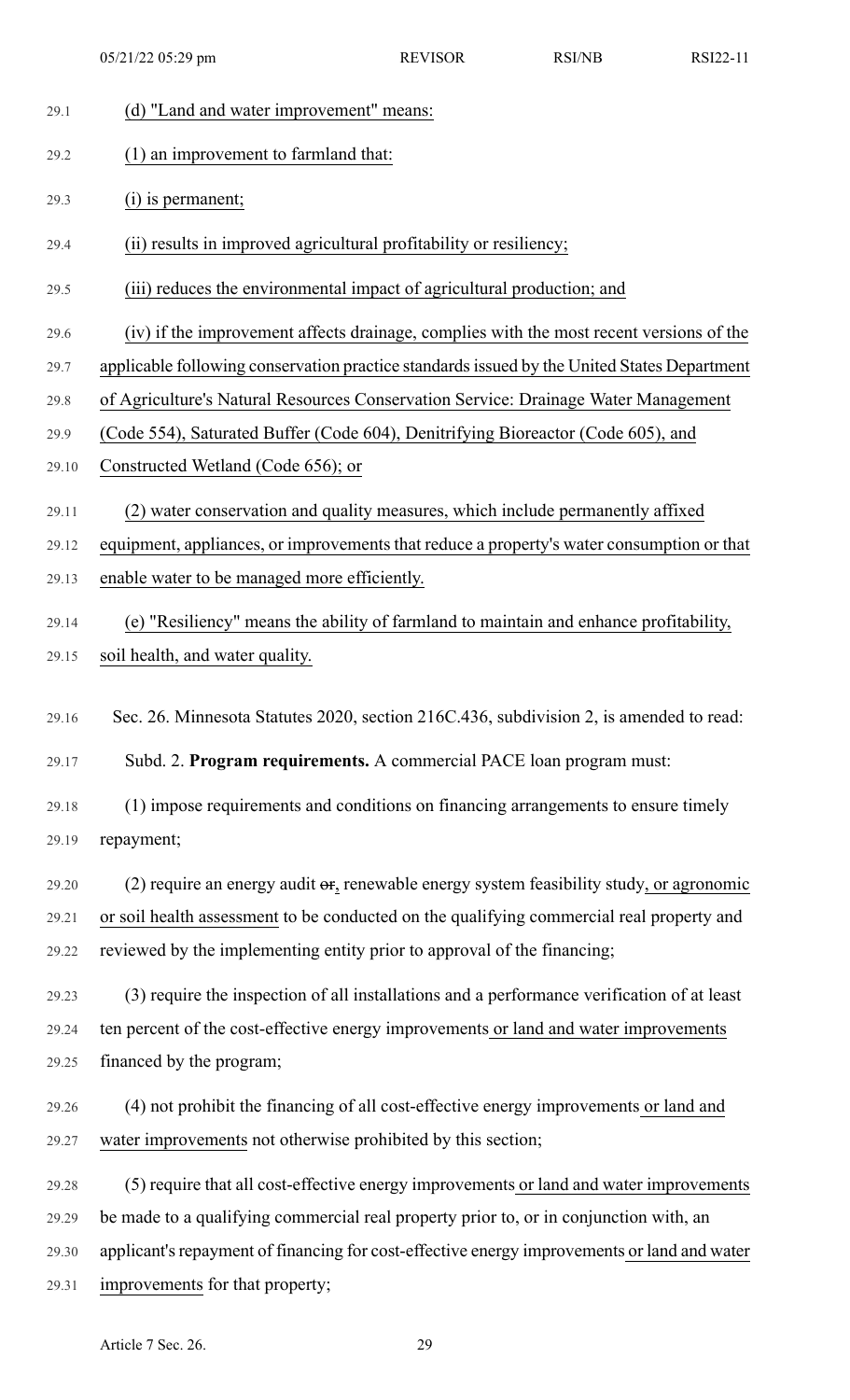(d) "Land and water improvement" means:

(1) an improvement to farmland that:

(i) is permanent;

(ii) results in improved agricultural profitability or resiliency;

(iii) reduces the environmental impact of agricultural production; and

(iv) if the improvement affects drainage, complies with the most recent versions of the applicable following conservation practice standards issued by the United States Department of Agriculture's Natural Resources Conservation Service: Drainage Water Management (Code 554), Saturated Buffer (Code 604), Denitrifying Bioreactor (Code 605), and Constructed Wetland (Code 656); or

(2) water conservation and quality measures, which include permanently affixed equipment, appliances, or improvements that reduce a property's water consumption or that enable water to be managed more efficiently.

(e) "Resiliency" means the ability of farmland to maintain and enhance profitability, soil health, and water quality.

Sec. 26. Minnesota Statutes 2020, section 216C.436, subdivision 2, is amended to read:

Subd. 2. **Program requirements.** A commercial PACE loan program must:

(1) impose requirements and conditions on financing arrangements to ensure timely repayment;

(2) require an energy audit ~~or~~, renewable energy system feasibility study, or agronomic or soil health assessment to be conducted on the qualifying commercial real property and reviewed by the implementing entity prior to approval of the financing;

(3) require the inspection of all installations and a performance verification of at least ten percent of the cost-effective energy improvements or land and water improvements financed by the program;

(4) not prohibit the financing of all cost-effective energy improvements or land and water improvements not otherwise prohibited by this section;

(5) require that all cost-effective energy improvements or land and water improvements be made to a qualifying commercial real property prior to, or in conjunction with, an applicant's repayment of financing for cost-effective energy improvements or land and water improvements for that property;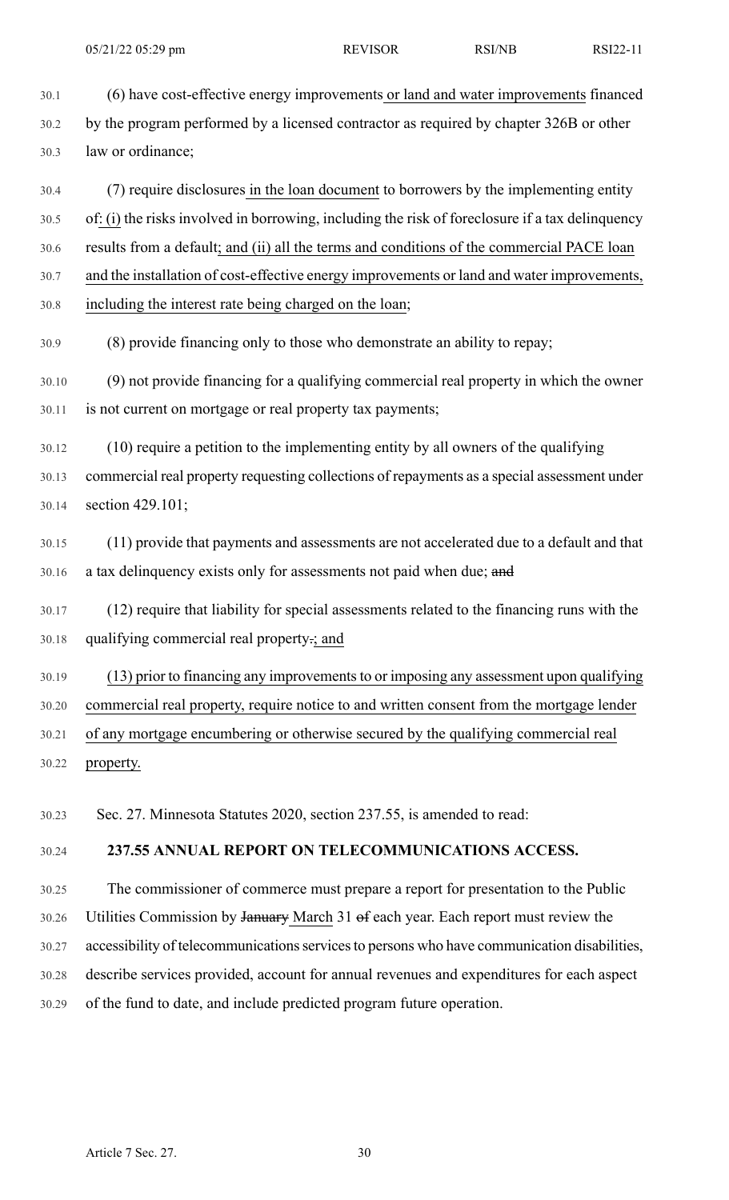(6) have cost-effective energy improvements or land and water improvements financed by the program performed by a licensed contractor as required by chapter 326B or other law or ordinance;

(7) require disclosures in the loan document to borrowers by the implementing entity of: (i) the risks involved in borrowing, including the risk of foreclosure if a tax delinquency results from a default; and (ii) all the terms and conditions of the commercial PACE loan and the installation of cost-effective energy improvements or land and water improvements, including the interest rate being charged on the loan;

(8) provide financing only to those who demonstrate an ability to repay;

(9) not provide financing for a qualifying commercial real property in which the owner is not current on mortgage or real property tax payments;

(10) require a petition to the implementing entity by all owners of the qualifying commercial real property requesting collections of repayments as a special assessment under section 429.101;

(11) provide that payments and assessments are not accelerated due to a default and that a tax delinquency exists only for assessments not paid when due; ~~and~~

(12) require that liability for special assessments related to the financing runs with the qualifying commercial real property~~.~~; and

(13) prior to financing any improvements to or imposing any assessment upon qualifying commercial real property, require notice to and written consent from the mortgage lender of any mortgage encumbering or otherwise secured by the qualifying commercial real property.

Sec. 27. Minnesota Statutes 2020, section 237.55, is amended to read:

**237.55 ANNUAL REPORT ON TELECOMMUNICATIONS ACCESS.**

The commissioner of commerce must prepare a report for presentation to the Public Utilities Commission by ~~January~~ March 31 ~~of~~ each year. Each report must review the accessibility of telecommunications services to persons who have communication disabilities, describe services provided, account for annual revenues and expenditures for each aspect of the fund to date, and include predicted program future operation.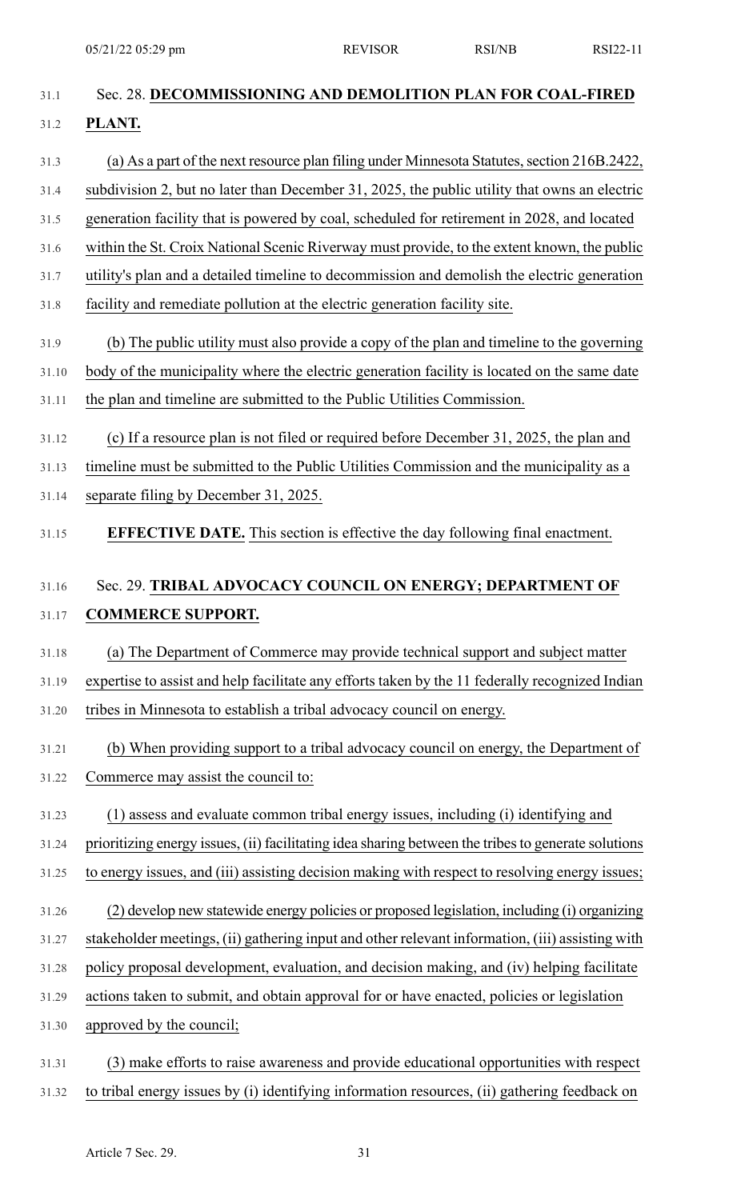Sec. 28. **DECOMMISSIONING AND DEMOLITION PLAN FOR COAL-FIRED PLANT.**

(a) As a part of the next resource plan filing under Minnesota Statutes, section 216B.2422, subdivision 2, but no later than December 31, 2025, the public utility that owns an electric generation facility that is powered by coal, scheduled for retirement in 2028, and located within the St. Croix National Scenic Riverway must provide, to the extent known, the public utility's plan and a detailed timeline to decommission and demolish the electric generation facility and remediate pollution at the electric generation facility site.

(b) The public utility must also provide a copy of the plan and timeline to the governing body of the municipality where the electric generation facility is located on the same date the plan and timeline are submitted to the Public Utilities Commission.

(c) If a resource plan is not filed or required before December 31, 2025, the plan and timeline must be submitted to the Public Utilities Commission and the municipality as a separate filing by December 31, 2025.

**EFFECTIVE DATE.** This section is effective the day following final enactment.

Sec. 29. **TRIBAL ADVOCACY COUNCIL ON ENERGY; DEPARTMENT OF COMMERCE SUPPORT.**

(a) The Department of Commerce may provide technical support and subject matter expertise to assist and help facilitate any efforts taken by the 11 federally recognized Indian tribes in Minnesota to establish a tribal advocacy council on energy.

(b) When providing support to a tribal advocacy council on energy, the Department of Commerce may assist the council to:

(1) assess and evaluate common tribal energy issues, including (i) identifying and prioritizing energy issues, (ii) facilitating idea sharing between the tribes to generate solutions to energy issues, and (iii) assisting decision making with respect to resolving energy issues;

(2) develop new statewide energy policies or proposed legislation, including (i) organizing stakeholder meetings, (ii) gathering input and other relevant information, (iii) assisting with policy proposal development, evaluation, and decision making, and (iv) helping facilitate actions taken to submit, and obtain approval for or have enacted, policies or legislation approved by the council;

(3) make efforts to raise awareness and provide educational opportunities with respect to tribal energy issues by (i) identifying information resources, (ii) gathering feedback on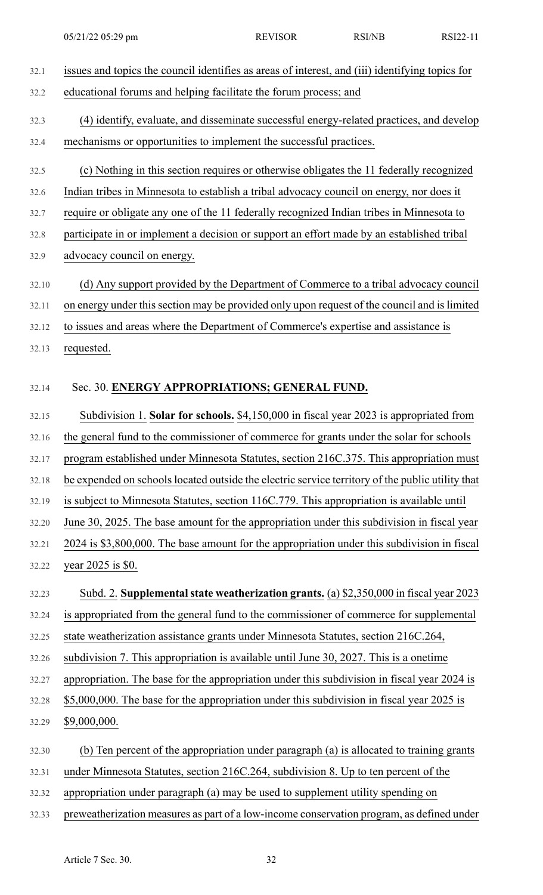issues and topics the council identifies as areas of interest, and (iii) identifying topics for educational forums and helping facilitate the forum process; and

(4) identify, evaluate, and disseminate successful energy-related practices, and develop mechanisms or opportunities to implement the successful practices.

(c) Nothing in this section requires or otherwise obligates the 11 federally recognized Indian tribes in Minnesota to establish a tribal advocacy council on energy, nor does it require or obligate any one of the 11 federally recognized Indian tribes in Minnesota to participate in or implement a decision or support an effort made by an established tribal advocacy council on energy.

(d) Any support provided by the Department of Commerce to a tribal advocacy council on energy under this section may be provided only upon request of the council and is limited to issues and areas where the Department of Commerce's expertise and assistance is requested.

Sec. 30. **ENERGY APPROPRIATIONS; GENERAL FUND.**

Subdivision 1. **Solar for schools.** $4,150,000 in fiscal year 2023 is appropriated from the general fund to the commissioner of commerce for grants under the solar for schools program established under Minnesota Statutes, section 216C.375. This appropriation must be expended on schools located outside the electric service territory of the public utility that is subject to Minnesota Statutes, section 116C.779. This appropriation is available until June 30, 2025. The base amount for the appropriation under this subdivision in fiscal year 2024 is $3,800,000. The base amount for the appropriation under this subdivision in fiscal year 2025 is $0.

Subd. 2. **Supplemental state weatherization grants.** (a) $2,350,000 in fiscal year 2023 is appropriated from the general fund to the commissioner of commerce for supplemental state weatherization assistance grants under Minnesota Statutes, section 216C.264, subdivision 7. This appropriation is available until June 30, 2027. This is a onetime appropriation. The base for the appropriation under this subdivision in fiscal year 2024 is $5,000,000. The base for the appropriation under this subdivision in fiscal year 2025 is $9,000,000.

(b) Ten percent of the appropriation under paragraph (a) is allocated to training grants under Minnesota Statutes, section 216C.264, subdivision 8. Up to ten percent of the appropriation under paragraph (a) may be used to supplement utility spending on preweatherization measures as part of a low-income conservation program, as defined under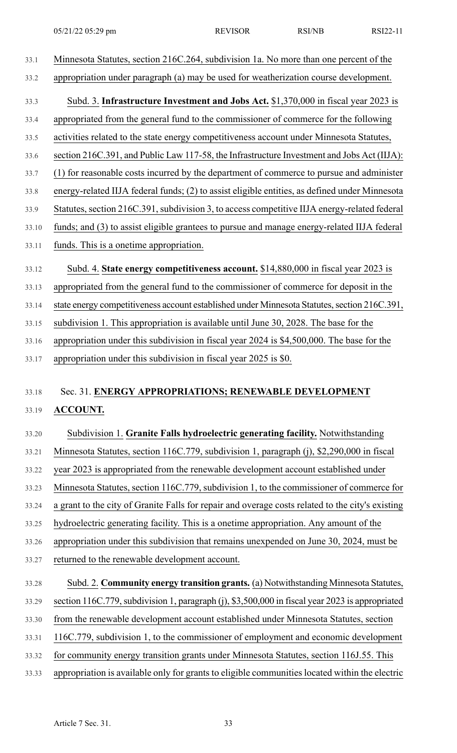Minnesota Statutes, section 216C.264, subdivision 1a. No more than one percent of the appropriation under paragraph (a) may be used for weatherization course development.

Subd. 3. **Infrastructure Investment and Jobs Act.** $1,370,000 in fiscal year 2023 is appropriated from the general fund to the commissioner of commerce for the following activities related to the state energy competitiveness account under Minnesota Statutes, section 216C.391, and Public Law 117-58, the Infrastructure Investment and Jobs Act (IIJA): (1) for reasonable costs incurred by the department of commerce to pursue and administer energy-related IIJA federal funds; (2) to assist eligible entities, as defined under Minnesota Statutes, section 216C.391, subdivision 3, to access competitive IIJA energy-related federal funds; and (3) to assist eligible grantees to pursue and manage energy-related IIJA federal funds. This is a onetime appropriation.

Subd. 4. **State energy competitiveness account.** $14,880,000 in fiscal year 2023 is appropriated from the general fund to the commissioner of commerce for deposit in the state energy competitiveness account established under Minnesota Statutes, section 216C.391, subdivision 1. This appropriation is available until June 30, 2028. The base for the appropriation under this subdivision in fiscal year 2024 is $4,500,000. The base for the appropriation under this subdivision in fiscal year 2025 is $0.

Sec. 31. **ENERGY APPROPRIATIONS; RENEWABLE DEVELOPMENT ACCOUNT.**

Subdivision 1. **Granite Falls hydroelectric generating facility.** Notwithstanding Minnesota Statutes, section 116C.779, subdivision 1, paragraph (j), $2,290,000 in fiscal year 2023 is appropriated from the renewable development account established under Minnesota Statutes, section 116C.779, subdivision 1, to the commissioner of commerce for a grant to the city of Granite Falls for repair and overage costs related to the city's existing hydroelectric generating facility. This is a onetime appropriation. Any amount of the appropriation under this subdivision that remains unexpended on June 30, 2024, must be returned to the renewable development account.

Subd. 2. **Community energy transition grants.** (a) Notwithstanding Minnesota Statutes, section 116C.779, subdivision 1, paragraph (j), $3,500,000 in fiscal year 2023 is appropriated from the renewable development account established under Minnesota Statutes, section 116C.779, subdivision 1, to the commissioner of employment and economic development for community energy transition grants under Minnesota Statutes, section 116J.55. This appropriation is available only for grants to eligible communities located within the electric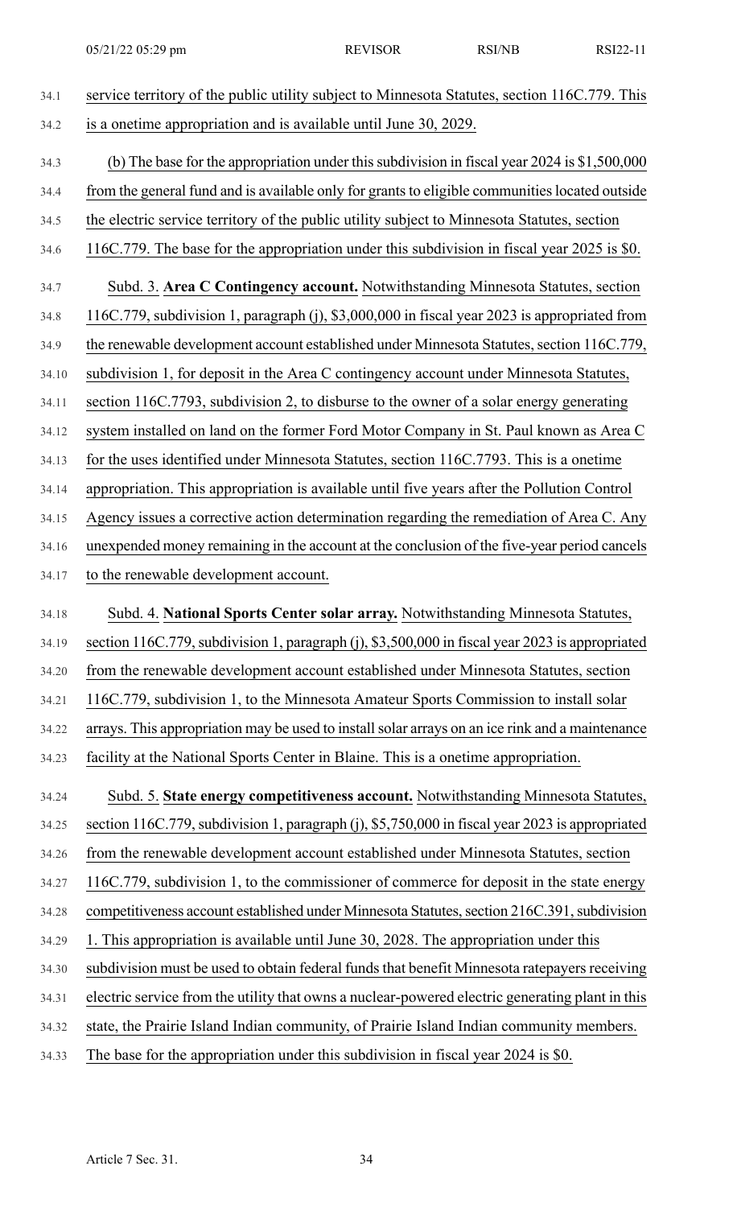service territory of the public utility subject to Minnesota Statutes, section 116C.779. This is a onetime appropriation and is available until June 30, 2029.

(b) The base for the appropriation under this subdivision in fiscal year 2024 is $1,500,000 from the general fund and is available only for grants to eligible communities located outside the electric service territory of the public utility subject to Minnesota Statutes, section 116C.779. The base for the appropriation under this subdivision in fiscal year 2025 is $0.

Subd. 3. **Area C Contingency account.** Notwithstanding Minnesota Statutes, section 116C.779, subdivision 1, paragraph (j), $3,000,000 in fiscal year 2023 is appropriated from the renewable development account established under Minnesota Statutes, section 116C.779, subdivision 1, for deposit in the Area C contingency account under Minnesota Statutes, section 116C.7793, subdivision 2, to disburse to the owner of a solar energy generating system installed on land on the former Ford Motor Company in St. Paul known as Area C for the uses identified under Minnesota Statutes, section 116C.7793. This is a onetime appropriation. This appropriation is available until five years after the Pollution Control Agency issues a corrective action determination regarding the remediation of Area C. Any unexpended money remaining in the account at the conclusion of the five-year period cancels to the renewable development account.

Subd. 4. **National Sports Center solar array.** Notwithstanding Minnesota Statutes, section 116C.779, subdivision 1, paragraph (j), $3,500,000 in fiscal year 2023 is appropriated from the renewable development account established under Minnesota Statutes, section 116C.779, subdivision 1, to the Minnesota Amateur Sports Commission to install solar arrays. This appropriation may be used to install solar arrays on an ice rink and a maintenance facility at the National Sports Center in Blaine. This is a onetime appropriation.

Subd. 5. **State energy competitiveness account.** Notwithstanding Minnesota Statutes, section 116C.779, subdivision 1, paragraph (j), $5,750,000 in fiscal year 2023 is appropriated from the renewable development account established under Minnesota Statutes, section 116C.779, subdivision 1, to the commissioner of commerce for deposit in the state energy competitiveness account established under Minnesota Statutes, section 216C.391, subdivision 1. This appropriation is available until June 30, 2028. The appropriation under this subdivision must be used to obtain federal funds that benefit Minnesota ratepayers receiving electric service from the utility that owns a nuclear-powered electric generating plant in this state, the Prairie Island Indian community, of Prairie Island Indian community members. The base for the appropriation under this subdivision in fiscal year 2024 is $0.